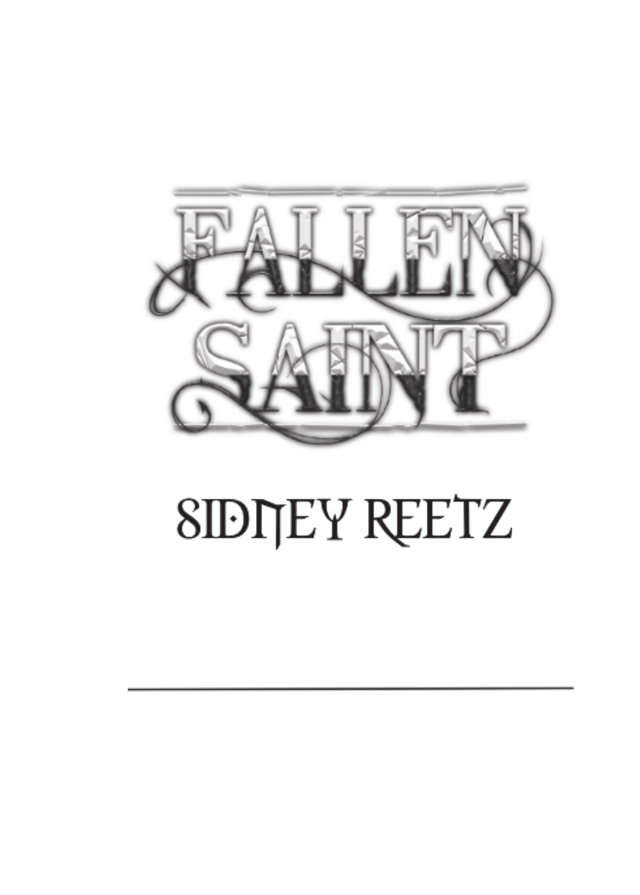# FALLEN SAINT

## SIDNEY REETZ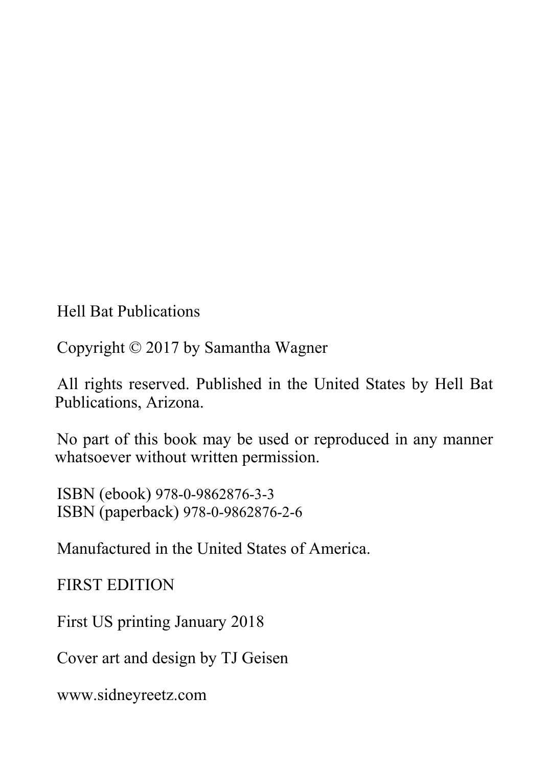Hell Bat Publications

Copyright © 2017 by Samantha Wagner

All rights reserved. Published in the United States by Hell Bat Publications, Arizona.

No part of this book may be used or reproduced in any manner whatsoever without written permission.

ISBN (ebook) 978-0-9862876-3-3
ISBN (paperback) 978-0-9862876-2-6

Manufactured in the United States of America.

FIRST EDITION

First US printing January 2018

Cover art and design by TJ Geisen

www.sidneyreetz.com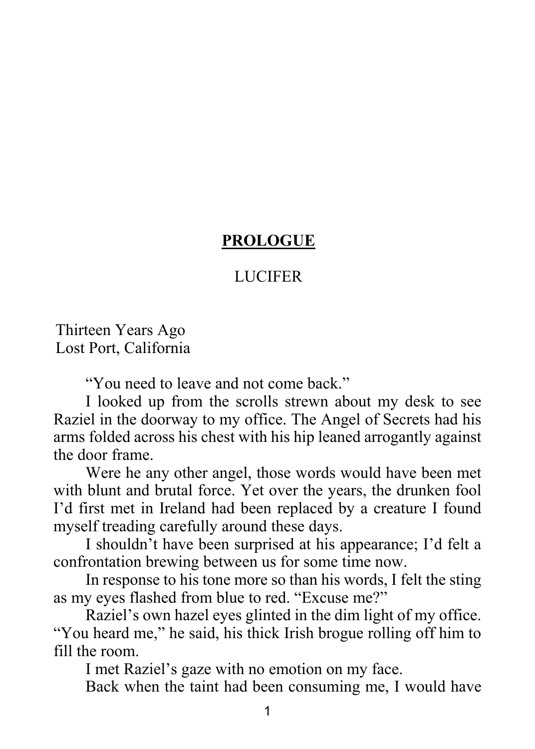# PROLOGUE

## LUCIFER

Thirteen Years Ago
Lost Port, California

"You need to leave and not come back."

I looked up from the scrolls strewn about my desk to see Raziel in the doorway to my office. The Angel of Secrets had his arms folded across his chest with his hip leaned arrogantly against the door frame.

Were he any other angel, those words would have been met with blunt and brutal force. Yet over the years, the drunken fool I'd first met in Ireland had been replaced by a creature I found myself treading carefully around these days.

I shouldn't have been surprised at his appearance; I'd felt a confrontation brewing between us for some time now.

In response to his tone more so than his words, I felt the sting as my eyes flashed from blue to red. "Excuse me?"

Raziel's own hazel eyes glinted in the dim light of my office. "You heard me," he said, his thick Irish brogue rolling off him to fill the room.

I met Raziel's gaze with no emotion on my face.

Back when the taint had been consuming me, I would have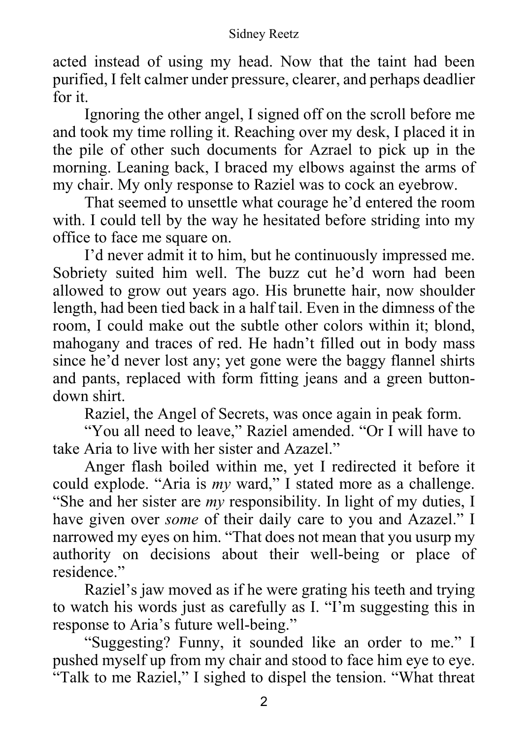acted instead of using my head. Now that the taint had been purified, I felt calmer under pressure, clearer, and perhaps deadlier for it.

Ignoring the other angel, I signed off on the scroll before me and took my time rolling it. Reaching over my desk, I placed it in the pile of other such documents for Azrael to pick up in the morning. Leaning back, I braced my elbows against the arms of my chair. My only response to Raziel was to cock an eyebrow.

That seemed to unsettle what courage he'd entered the room with. I could tell by the way he hesitated before striding into my office to face me square on.

I'd never admit it to him, but he continuously impressed me. Sobriety suited him well. The buzz cut he'd worn had been allowed to grow out years ago. His brunette hair, now shoulder length, had been tied back in a half tail. Even in the dimness of the room, I could make out the subtle other colors within it; blond, mahogany and traces of red. He hadn't filled out in body mass since he'd never lost any; yet gone were the baggy flannel shirts and pants, replaced with form fitting jeans and a green button-down shirt.

Raziel, the Angel of Secrets, was once again in peak form.

"You all need to leave," Raziel amended. "Or I will have to take Aria to live with her sister and Azazel."

Anger flash boiled within me, yet I redirected it before it could explode. "Aria is *my* ward," I stated more as a challenge. "She and her sister are *my* responsibility. In light of my duties, I have given over *some* of their daily care to you and Azazel." I narrowed my eyes on him. "That does not mean that you usurp my authority on decisions about their well-being or place of residence."

Raziel's jaw moved as if he were grating his teeth and trying to watch his words just as carefully as I. "I'm suggesting this in response to Aria's future well-being."

"Suggesting? Funny, it sounded like an order to me." I pushed myself up from my chair and stood to face him eye to eye. "Talk to me Raziel," I sighed to dispel the tension. "What threat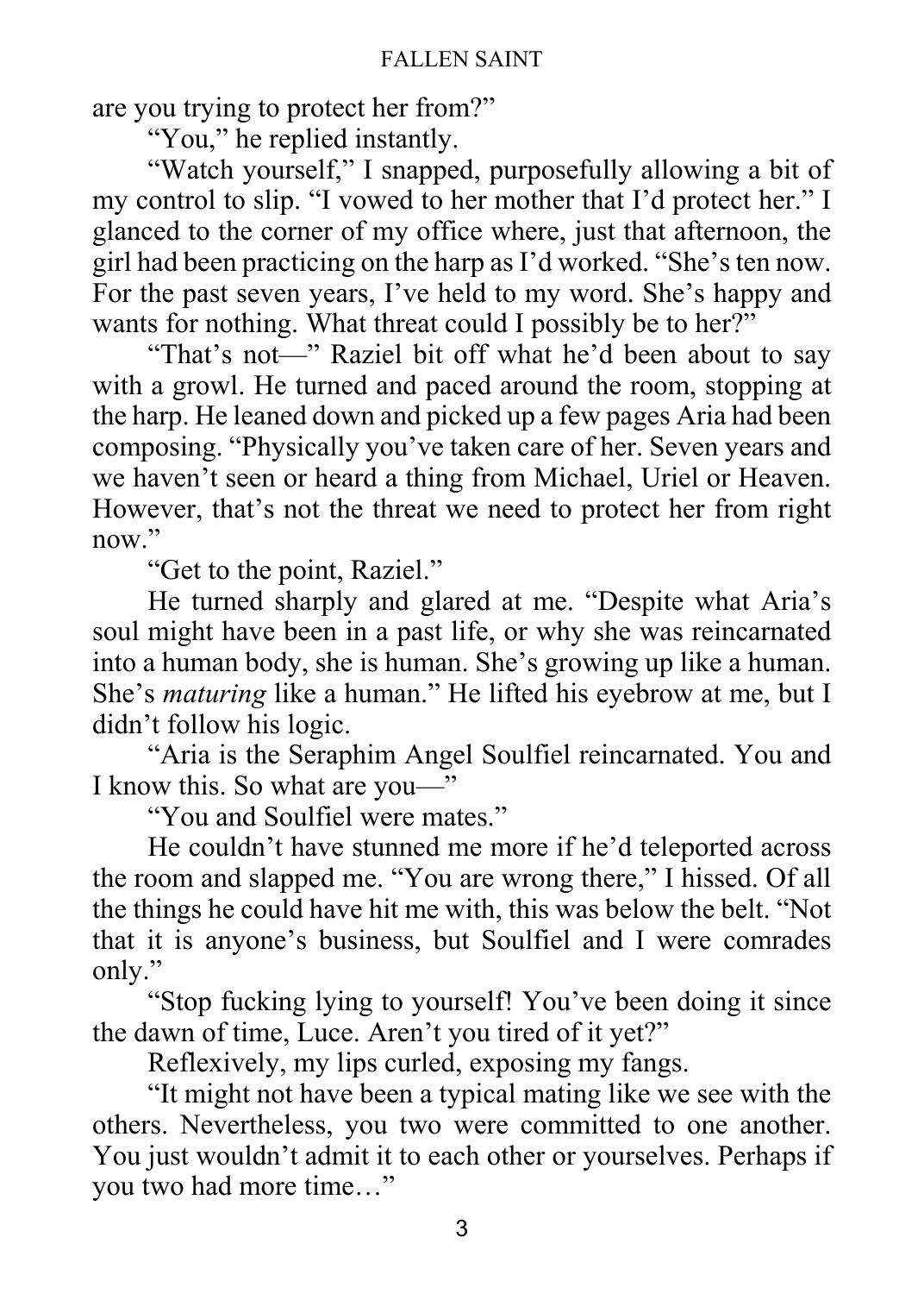are you trying to protect her from?"

"You," he replied instantly.

"Watch yourself," I snapped, purposefully allowing a bit of my control to slip. "I vowed to her mother that I'd protect her." I glanced to the corner of my office where, just that afternoon, the girl had been practicing on the harp as I'd worked. "She's ten now. For the past seven years, I've held to my word. She's happy and wants for nothing. What threat could I possibly be to her?"

"That's not—" Raziel bit off what he'd been about to say with a growl. He turned and paced around the room, stopping at the harp. He leaned down and picked up a few pages Aria had been composing. "Physically you've taken care of her. Seven years and we haven't seen or heard a thing from Michael, Uriel or Heaven. However, that's not the threat we need to protect her from right now."

"Get to the point, Raziel."

He turned sharply and glared at me. "Despite what Aria's soul might have been in a past life, or why she was reincarnated into a human body, she is human. She's growing up like a human. She's *maturing* like a human." He lifted his eyebrow at me, but I didn't follow his logic.

"Aria is the Seraphim Angel Soulfiel reincarnated. You and I know this. So what are you—"

"You and Soulfiel were mates."

He couldn't have stunned me more if he'd teleported across the room and slapped me. "You are wrong there," I hissed. Of all the things he could have hit me with, this was below the belt. "Not that it is anyone's business, but Soulfiel and I were comrades only."

"Stop fucking lying to yourself! You've been doing it since the dawn of time, Luce. Aren't you tired of it yet?"

Reflexively, my lips curled, exposing my fangs.

"It might not have been a typical mating like we see with the others. Nevertheless, you two were committed to one another. You just wouldn't admit it to each other or yourselves. Perhaps if you two had more time…"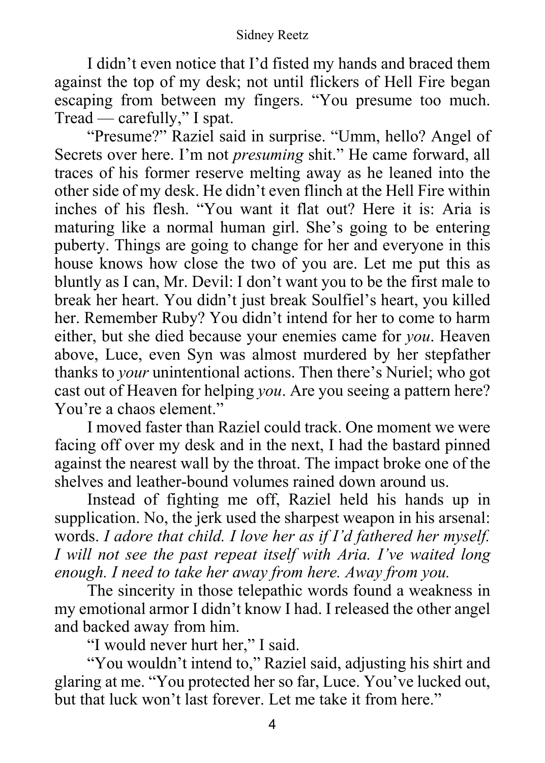I didn't even notice that I'd fisted my hands and braced them against the top of my desk; not until flickers of Hell Fire began escaping from between my fingers. "You presume too much. Tread — carefully," I spat.

"Presume?" Raziel said in surprise. "Umm, hello? Angel of Secrets over here. I'm not *presuming* shit." He came forward, all traces of his former reserve melting away as he leaned into the other side of my desk. He didn't even flinch at the Hell Fire within inches of his flesh. "You want it flat out? Here it is: Aria is maturing like a normal human girl. She's going to be entering puberty. Things are going to change for her and everyone in this house knows how close the two of you are. Let me put this as bluntly as I can, Mr. Devil: I don't want you to be the first male to break her heart. You didn't just break Soulfiel's heart, you killed her. Remember Ruby? You didn't intend for her to come to harm either, but she died because your enemies came for *you*. Heaven above, Luce, even Syn was almost murdered by her stepfather thanks to *your* unintentional actions. Then there's Nuriel; who got cast out of Heaven for helping *you*. Are you seeing a pattern here? You're a chaos element."

I moved faster than Raziel could track. One moment we were facing off over my desk and in the next, I had the bastard pinned against the nearest wall by the throat. The impact broke one of the shelves and leather-bound volumes rained down around us.

Instead of fighting me off, Raziel held his hands up in supplication. No, the jerk used the sharpest weapon in his arsenal: words. *I adore that child. I love her as if I'd fathered her myself. I will not see the past repeat itself with Aria. I've waited long enough. I need to take her away from here. Away from you.*

The sincerity in those telepathic words found a weakness in my emotional armor I didn't know I had. I released the other angel and backed away from him.

"I would never hurt her," I said.

"You wouldn't intend to," Raziel said, adjusting his shirt and glaring at me. "You protected her so far, Luce. You've lucked out, but that luck won't last forever. Let me take it from here."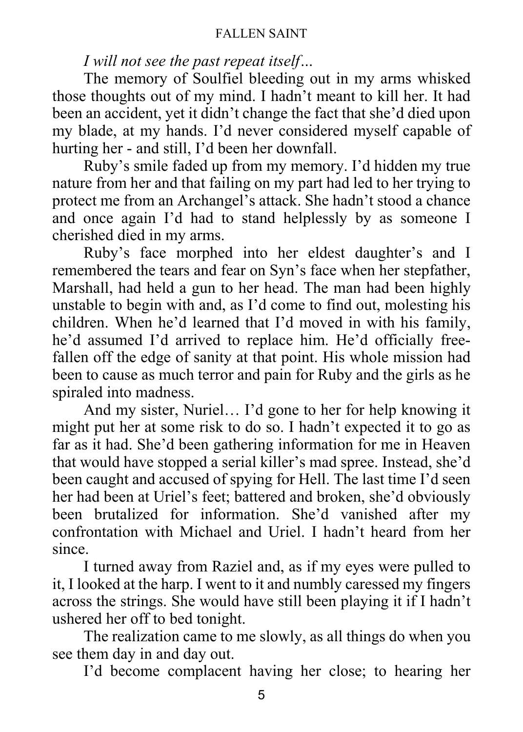*I will not see the past repeat itself…*

The memory of Soulfiel bleeding out in my arms whisked those thoughts out of my mind. I hadn't meant to kill her. It had been an accident, yet it didn't change the fact that she'd died upon my blade, at my hands. I'd never considered myself capable of hurting her - and still, I'd been her downfall.

Ruby's smile faded up from my memory. I'd hidden my true nature from her and that failing on my part had led to her trying to protect me from an Archangel's attack. She hadn't stood a chance and once again I'd had to stand helplessly by as someone I cherished died in my arms.

Ruby's face morphed into her eldest daughter's and I remembered the tears and fear on Syn's face when her stepfather, Marshall, had held a gun to her head. The man had been highly unstable to begin with and, as I'd come to find out, molesting his children. When he'd learned that I'd moved in with his family, he'd assumed I'd arrived to replace him. He'd officially free-fallen off the edge of sanity at that point. His whole mission had been to cause as much terror and pain for Ruby and the girls as he spiraled into madness.

And my sister, Nuriel… I'd gone to her for help knowing it might put her at some risk to do so. I hadn't expected it to go as far as it had. She'd been gathering information for me in Heaven that would have stopped a serial killer's mad spree. Instead, she'd been caught and accused of spying for Hell. The last time I'd seen her had been at Uriel's feet; battered and broken, she'd obviously been brutalized for information. She'd vanished after my confrontation with Michael and Uriel. I hadn't heard from her since.

I turned away from Raziel and, as if my eyes were pulled to it, I looked at the harp. I went to it and numbly caressed my fingers across the strings. She would have still been playing it if I hadn't ushered her off to bed tonight.

The realization came to me slowly, as all things do when you see them day in and day out.

I'd become complacent having her close; to hearing her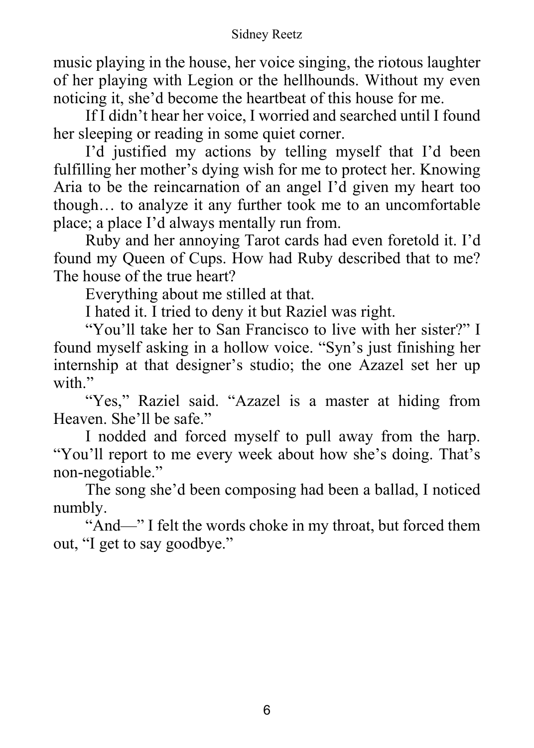music playing in the house, her voice singing, the riotous laughter of her playing with Legion or the hellhounds. Without my even noticing it, she'd become the heartbeat of this house for me.

If I didn't hear her voice, I worried and searched until I found her sleeping or reading in some quiet corner.

I'd justified my actions by telling myself that I'd been fulfilling her mother's dying wish for me to protect her. Knowing Aria to be the reincarnation of an angel I'd given my heart too though… to analyze it any further took me to an uncomfortable place; a place I'd always mentally run from.

Ruby and her annoying Tarot cards had even foretold it. I'd found my Queen of Cups. How had Ruby described that to me? The house of the true heart?

Everything about me stilled at that.

I hated it. I tried to deny it but Raziel was right.

"You'll take her to San Francisco to live with her sister?" I found myself asking in a hollow voice. "Syn's just finishing her internship at that designer's studio; the one Azazel set her up with."

"Yes," Raziel said. "Azazel is a master at hiding from Heaven. She'll be safe."

I nodded and forced myself to pull away from the harp. "You'll report to me every week about how she's doing. That's non-negotiable."

The song she'd been composing had been a ballad, I noticed numbly.

"And—" I felt the words choke in my throat, but forced them out, "I get to say goodbye."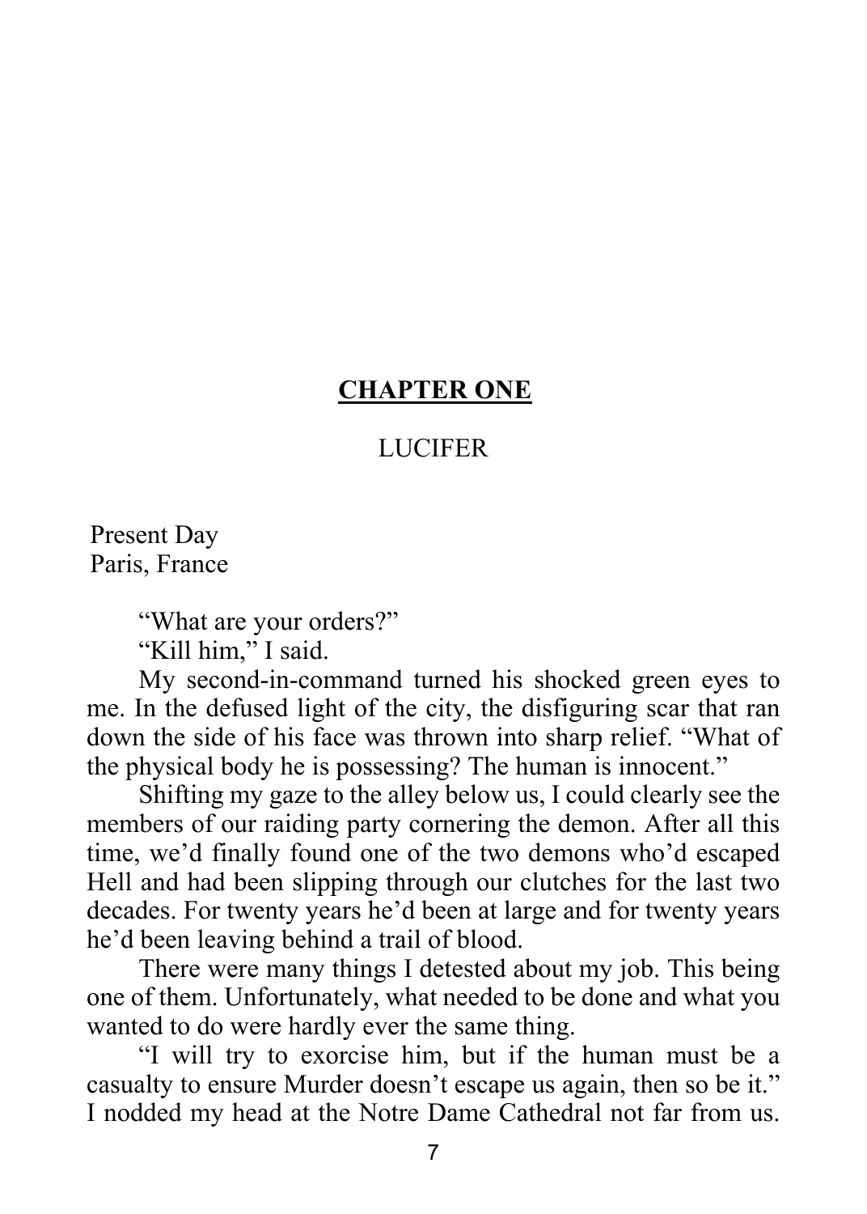## CHAPTER ONE

LUCIFER

Present Day
Paris, France

"What are your orders?"

"Kill him," I said.

My second-in-command turned his shocked green eyes to me. In the defused light of the city, the disfiguring scar that ran down the side of his face was thrown into sharp relief. "What of the physical body he is possessing? The human is innocent."

Shifting my gaze to the alley below us, I could clearly see the members of our raiding party cornering the demon. After all this time, we'd finally found one of the two demons who'd escaped Hell and had been slipping through our clutches for the last two decades. For twenty years he'd been at large and for twenty years he'd been leaving behind a trail of blood.

There were many things I detested about my job. This being one of them. Unfortunately, what needed to be done and what you wanted to do were hardly ever the same thing.

"I will try to exorcise him, but if the human must be a casualty to ensure Murder doesn't escape us again, then so be it." I nodded my head at the Notre Dame Cathedral not far from us.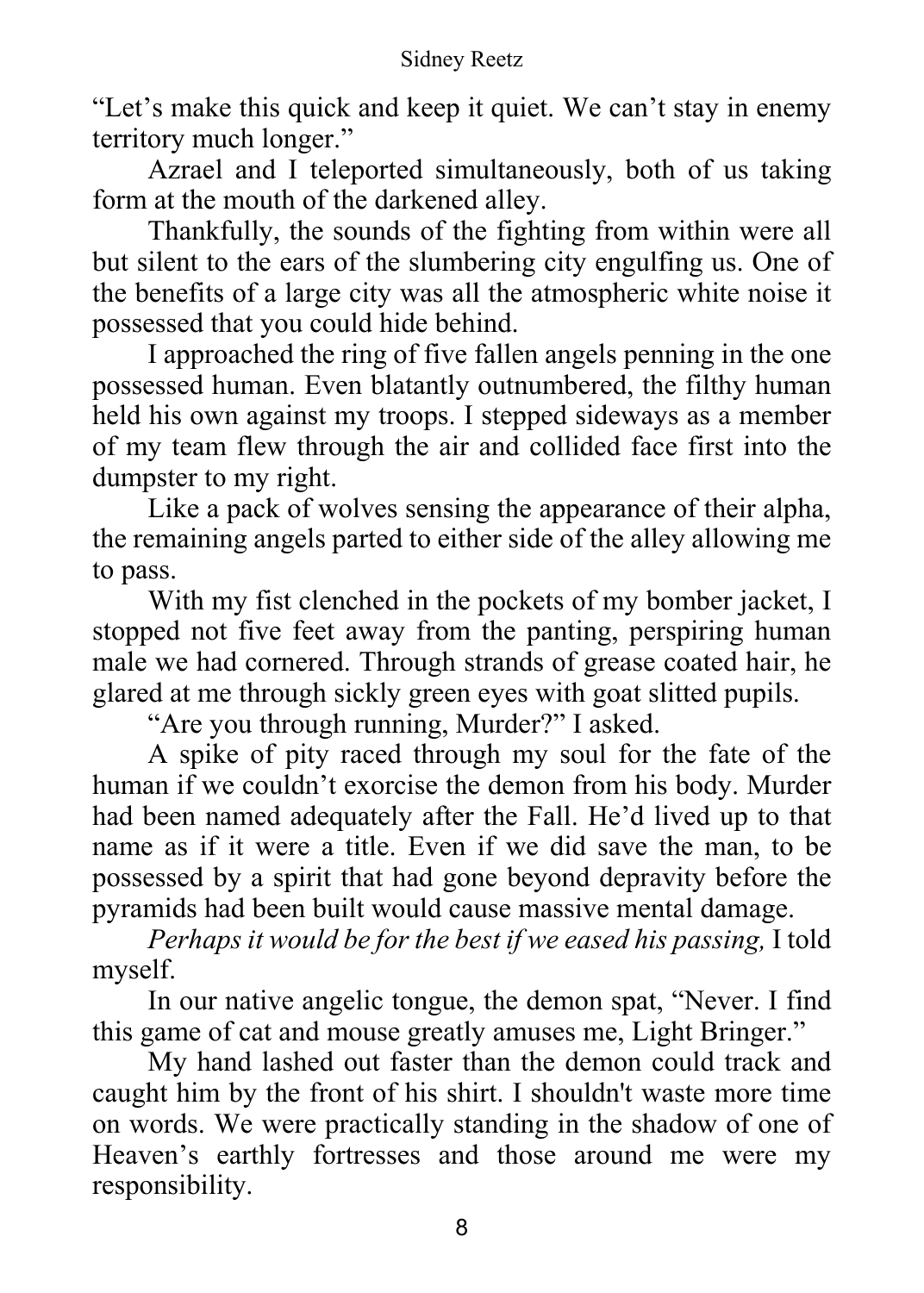"Let's make this quick and keep it quiet. We can't stay in enemy territory much longer."

Azrael and I teleported simultaneously, both of us taking form at the mouth of the darkened alley.

Thankfully, the sounds of the fighting from within were all but silent to the ears of the slumbering city engulfing us. One of the benefits of a large city was all the atmospheric white noise it possessed that you could hide behind.

I approached the ring of five fallen angels penning in the one possessed human. Even blatantly outnumbered, the filthy human held his own against my troops. I stepped sideways as a member of my team flew through the air and collided face first into the dumpster to my right.

Like a pack of wolves sensing the appearance of their alpha, the remaining angels parted to either side of the alley allowing me to pass.

With my fist clenched in the pockets of my bomber jacket, I stopped not five feet away from the panting, perspiring human male we had cornered. Through strands of grease coated hair, he glared at me through sickly green eyes with goat slitted pupils.

"Are you through running, Murder?" I asked.

A spike of pity raced through my soul for the fate of the human if we couldn't exorcise the demon from his body. Murder had been named adequately after the Fall. He'd lived up to that name as if it were a title. Even if we did save the man, to be possessed by a spirit that had gone beyond depravity before the pyramids had been built would cause massive mental damage.

*Perhaps it would be for the best if we eased his passing,* I told myself.

In our native angelic tongue, the demon spat, "Never. I find this game of cat and mouse greatly amuses me, Light Bringer."

My hand lashed out faster than the demon could track and caught him by the front of his shirt. I shouldn't waste more time on words. We were practically standing in the shadow of one of Heaven's earthly fortresses and those around me were my responsibility.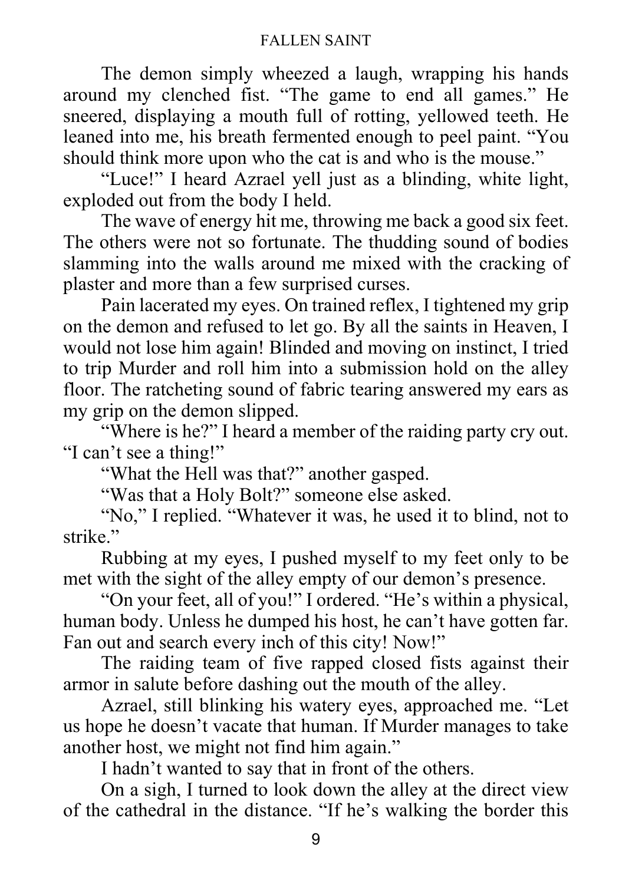The demon simply wheezed a laugh, wrapping his hands around my clenched fist. “The game to end all games.” He sneered, displaying a mouth full of rotting, yellowed teeth. He leaned into me, his breath fermented enough to peel paint. “You should think more upon who the cat is and who is the mouse.”

“Luce!” I heard Azrael yell just as a blinding, white light, exploded out from the body I held.

The wave of energy hit me, throwing me back a good six feet. The others were not so fortunate. The thudding sound of bodies slamming into the walls around me mixed with the cracking of plaster and more than a few surprised curses.

Pain lacerated my eyes. On trained reflex, I tightened my grip on the demon and refused to let go. By all the saints in Heaven, I would not lose him again! Blinded and moving on instinct, I tried to trip Murder and roll him into a submission hold on the alley floor. The ratcheting sound of fabric tearing answered my ears as my grip on the demon slipped.

“Where is he?” I heard a member of the raiding party cry out. “I can’t see a thing!”

“What the Hell was that?” another gasped.

“Was that a Holy Bolt?” someone else asked.

“No,” I replied. “Whatever it was, he used it to blind, not to strike.”

Rubbing at my eyes, I pushed myself to my feet only to be met with the sight of the alley empty of our demon’s presence.

“On your feet, all of you!” I ordered. “He’s within a physical, human body. Unless he dumped his host, he can’t have gotten far. Fan out and search every inch of this city! Now!”

The raiding team of five rapped closed fists against their armor in salute before dashing out the mouth of the alley.

Azrael, still blinking his watery eyes, approached me. “Let us hope he doesn’t vacate that human. If Murder manages to take another host, we might not find him again.”

I hadn’t wanted to say that in front of the others.

On a sigh, I turned to look down the alley at the direct view of the cathedral in the distance. “If he’s walking the border this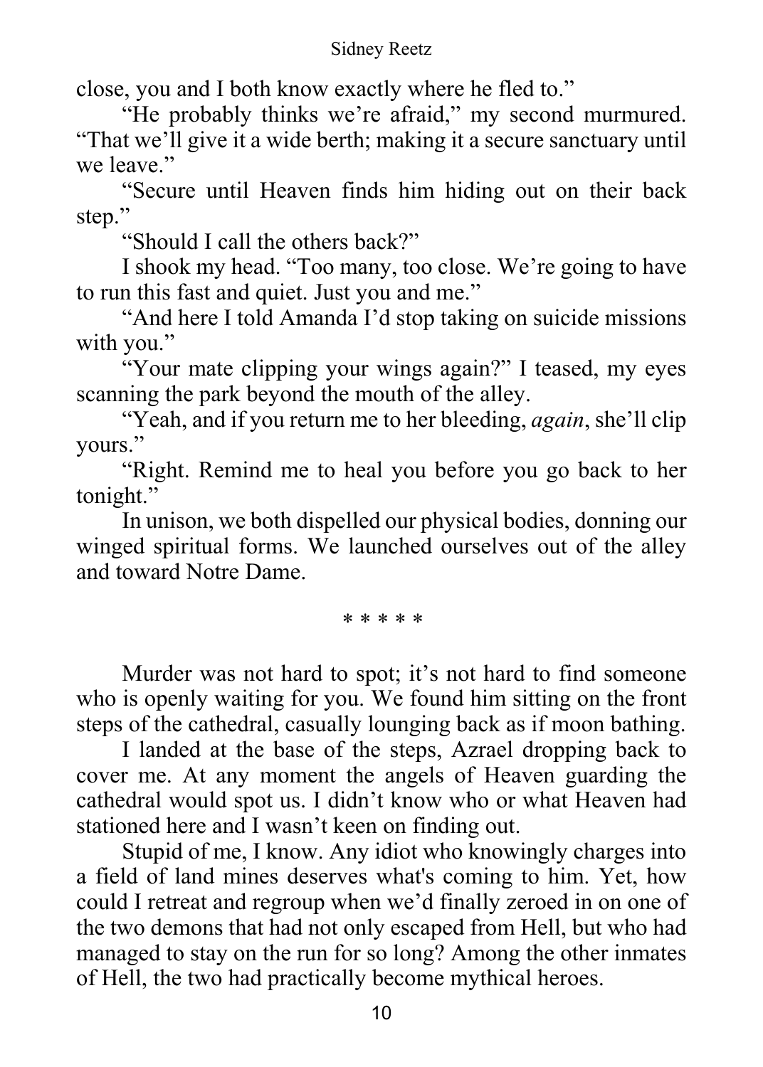close, you and I both know exactly where he fled to."

"He probably thinks we're afraid," my second murmured. "That we'll give it a wide berth; making it a secure sanctuary until we leave."

"Secure until Heaven finds him hiding out on their back step."

"Should I call the others back?"

I shook my head. "Too many, too close. We're going to have to run this fast and quiet. Just you and me."

"And here I told Amanda I'd stop taking on suicide missions with you."

"Your mate clipping your wings again?" I teased, my eyes scanning the park beyond the mouth of the alley.

"Yeah, and if you return me to her bleeding, *again*, she'll clip yours."

"Right. Remind me to heal you before you go back to her tonight."

In unison, we both dispelled our physical bodies, donning our winged spiritual forms. We launched ourselves out of the alley and toward Notre Dame.

\* \* \* \* \*

Murder was not hard to spot; it's not hard to find someone who is openly waiting for you. We found him sitting on the front steps of the cathedral, casually lounging back as if moon bathing.

I landed at the base of the steps, Azrael dropping back to cover me. At any moment the angels of Heaven guarding the cathedral would spot us. I didn't know who or what Heaven had stationed here and I wasn't keen on finding out.

Stupid of me, I know. Any idiot who knowingly charges into a field of land mines deserves what's coming to him. Yet, how could I retreat and regroup when we'd finally zeroed in on one of the two demons that had not only escaped from Hell, but who had managed to stay on the run for so long? Among the other inmates of Hell, the two had practically become mythical heroes.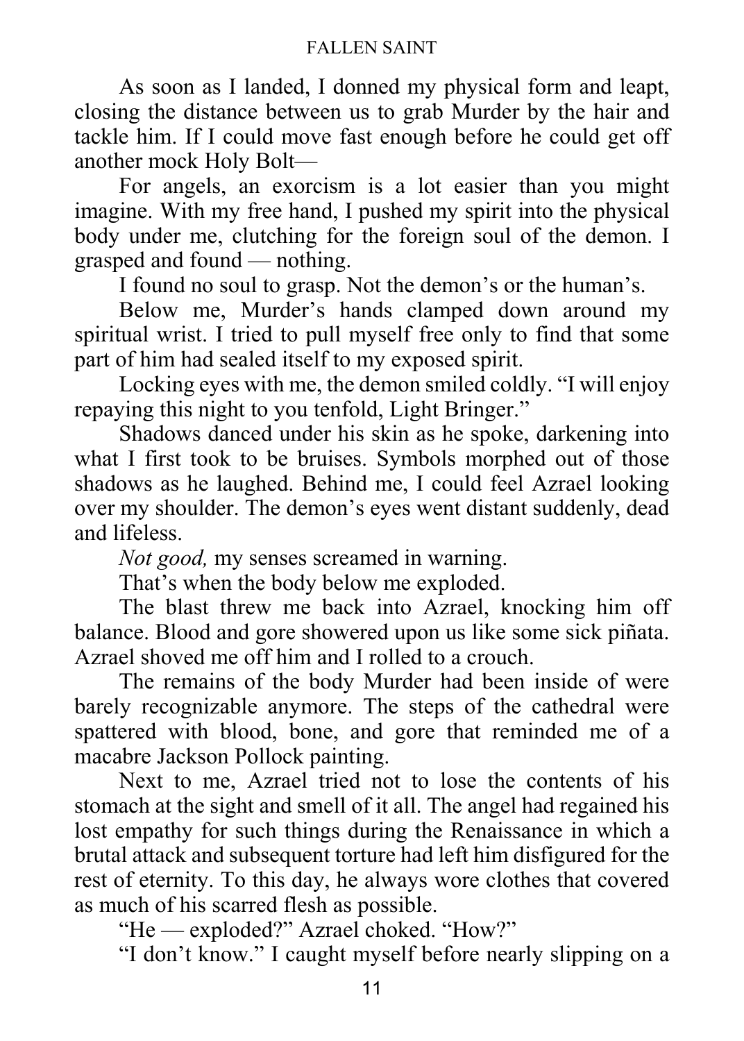As soon as I landed, I donned my physical form and leapt, closing the distance between us to grab Murder by the hair and tackle him. If I could move fast enough before he could get off another mock Holy Bolt—

For angels, an exorcism is a lot easier than you might imagine. With my free hand, I pushed my spirit into the physical body under me, clutching for the foreign soul of the demon. I grasped and found — nothing.

I found no soul to grasp. Not the demon's or the human's.

Below me, Murder's hands clamped down around my spiritual wrist. I tried to pull myself free only to find that some part of him had sealed itself to my exposed spirit.

Locking eyes with me, the demon smiled coldly. "I will enjoy repaying this night to you tenfold, Light Bringer."

Shadows danced under his skin as he spoke, darkening into what I first took to be bruises. Symbols morphed out of those shadows as he laughed. Behind me, I could feel Azrael looking over my shoulder. The demon's eyes went distant suddenly, dead and lifeless.

*Not good,* my senses screamed in warning.

That's when the body below me exploded.

The blast threw me back into Azrael, knocking him off balance. Blood and gore showered upon us like some sick piñata. Azrael shoved me off him and I rolled to a crouch.

The remains of the body Murder had been inside of were barely recognizable anymore. The steps of the cathedral were spattered with blood, bone, and gore that reminded me of a macabre Jackson Pollock painting.

Next to me, Azrael tried not to lose the contents of his stomach at the sight and smell of it all. The angel had regained his lost empathy for such things during the Renaissance in which a brutal attack and subsequent torture had left him disfigured for the rest of eternity. To this day, he always wore clothes that covered as much of his scarred flesh as possible.

"He — exploded?" Azrael choked. "How?"

"I don't know." I caught myself before nearly slipping on a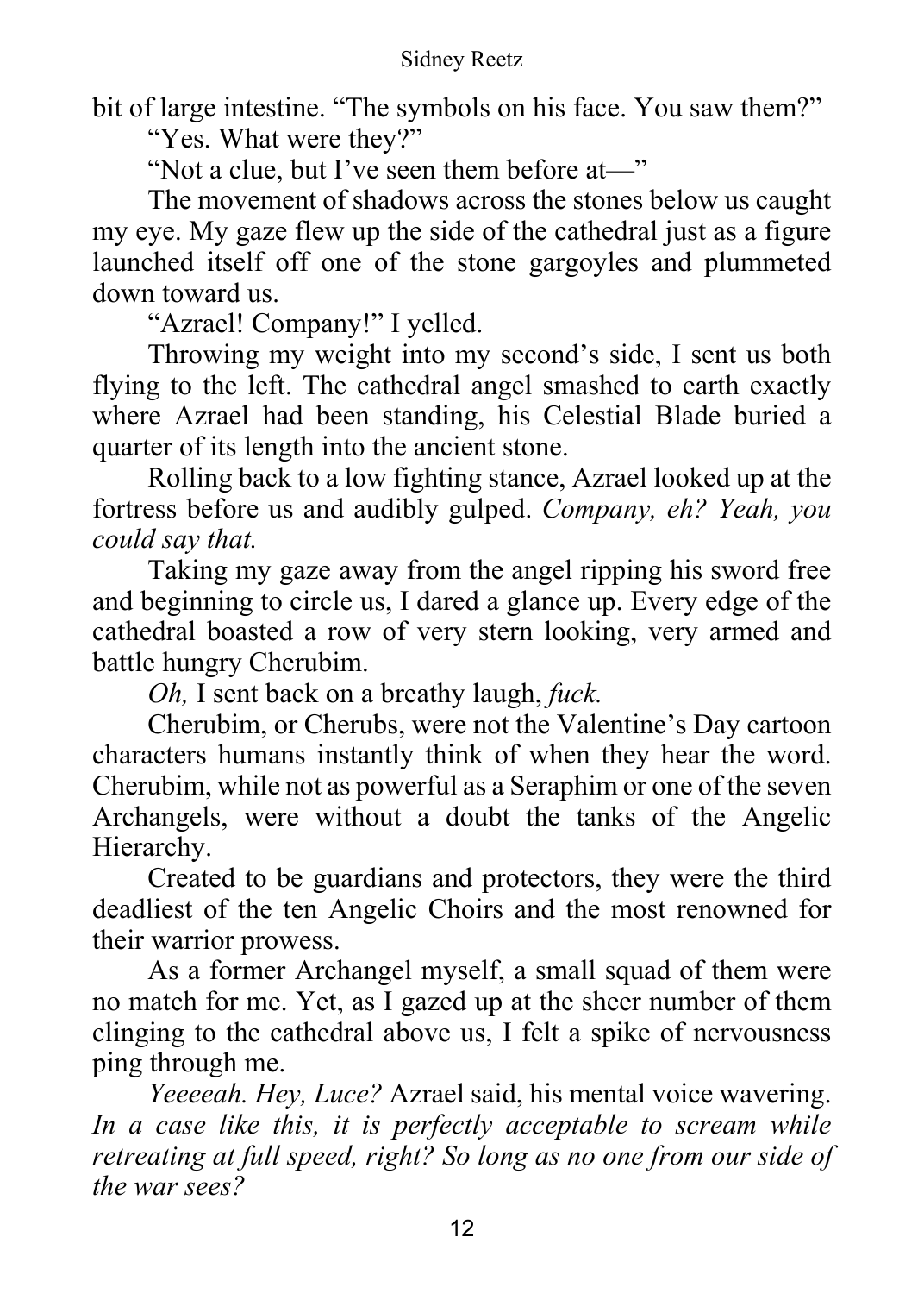bit of large intestine. “The symbols on his face. You saw them?”

“Yes. What were they?”

“Not a clue, but I’ve seen them before at—”

The movement of shadows across the stones below us caught my eye. My gaze flew up the side of the cathedral just as a figure launched itself off one of the stone gargoyles and plummeted down toward us.

“Azrael! Company!” I yelled.

Throwing my weight into my second’s side, I sent us both flying to the left. The cathedral angel smashed to earth exactly where Azrael had been standing, his Celestial Blade buried a quarter of its length into the ancient stone.

Rolling back to a low fighting stance, Azrael looked up at the fortress before us and audibly gulped. *Company, eh? Yeah, you could say that.*

Taking my gaze away from the angel ripping his sword free and beginning to circle us, I dared a glance up. Every edge of the cathedral boasted a row of very stern looking, very armed and battle hungry Cherubim.

*Oh,* I sent back on a breathy laugh, *fuck.*

Cherubim, or Cherubs, were not the Valentine’s Day cartoon characters humans instantly think of when they hear the word. Cherubim, while not as powerful as a Seraphim or one of the seven Archangels, were without a doubt the tanks of the Angelic Hierarchy.

Created to be guardians and protectors, they were the third deadliest of the ten Angelic Choirs and the most renowned for their warrior prowess.

As a former Archangel myself, a small squad of them were no match for me. Yet, as I gazed up at the sheer number of them clinging to the cathedral above us, I felt a spike of nervousness ping through me.

*Yeeeeah. Hey, Luce?* Azrael said, his mental voice wavering. *In a case like this, it is perfectly acceptable to scream while retreating at full speed, right? So long as no one from our side of the war sees?*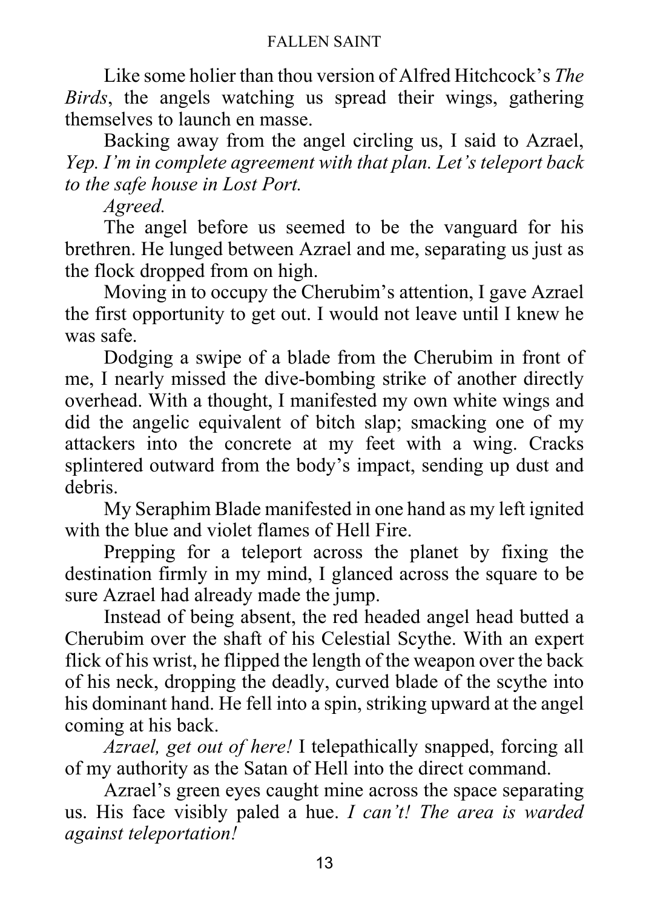Like some holier than thou version of Alfred Hitchcock's *The Birds*, the angels watching us spread their wings, gathering themselves to launch en masse.

Backing away from the angel circling us, I said to Azrael, *Yep. I'm in complete agreement with that plan. Let's teleport back to the safe house in Lost Port.*

*Agreed.*

The angel before us seemed to be the vanguard for his brethren. He lunged between Azrael and me, separating us just as the flock dropped from on high.

Moving in to occupy the Cherubim's attention, I gave Azrael the first opportunity to get out. I would not leave until I knew he was safe.

Dodging a swipe of a blade from the Cherubim in front of me, I nearly missed the dive-bombing strike of another directly overhead. With a thought, I manifested my own white wings and did the angelic equivalent of bitch slap; smacking one of my attackers into the concrete at my feet with a wing. Cracks splintered outward from the body's impact, sending up dust and debris.

My Seraphim Blade manifested in one hand as my left ignited with the blue and violet flames of Hell Fire.

Prepping for a teleport across the planet by fixing the destination firmly in my mind, I glanced across the square to be sure Azrael had already made the jump.

Instead of being absent, the red headed angel head butted a Cherubim over the shaft of his Celestial Scythe. With an expert flick of his wrist, he flipped the length of the weapon over the back of his neck, dropping the deadly, curved blade of the scythe into his dominant hand. He fell into a spin, striking upward at the angel coming at his back.

*Azrael, get out of here!* I telepathically snapped, forcing all of my authority as the Satan of Hell into the direct command.

Azrael's green eyes caught mine across the space separating us. His face visibly paled a hue. *I can't! The area is warded against teleportation!*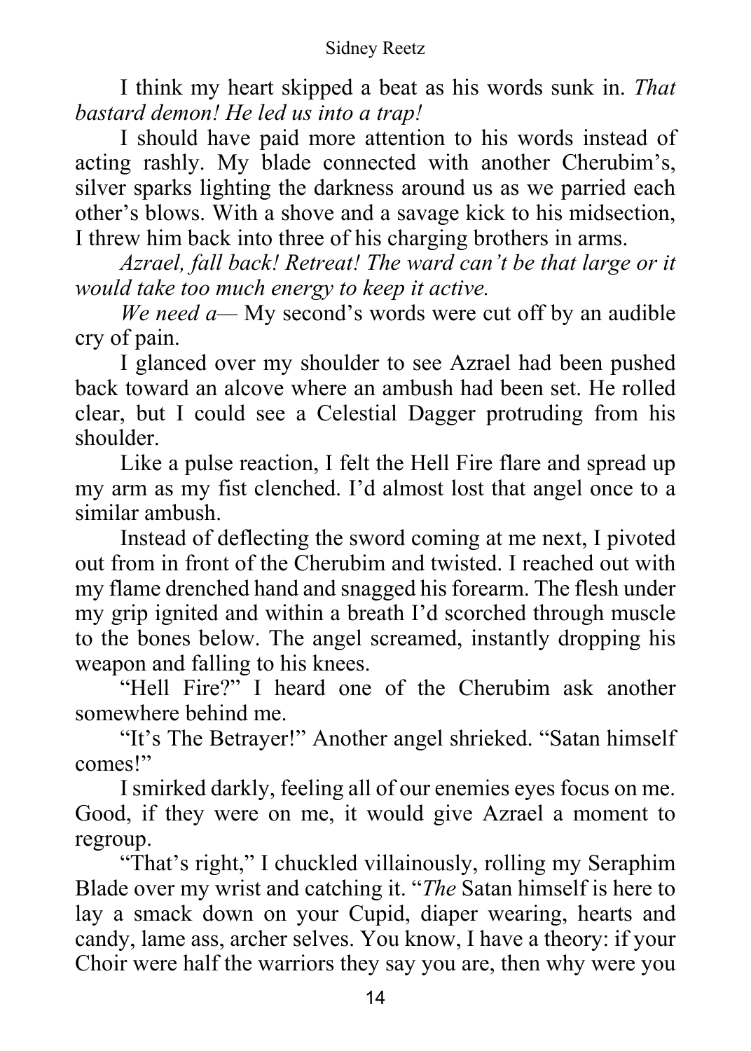I think my heart skipped a beat as his words sunk in. *That bastard demon! He led us into a trap!*

I should have paid more attention to his words instead of acting rashly. My blade connected with another Cherubim's, silver sparks lighting the darkness around us as we parried each other's blows. With a shove and a savage kick to his midsection, I threw him back into three of his charging brothers in arms.

*Azrael, fall back! Retreat! The ward can't be that large or it would take too much energy to keep it active.*

*We need a—* My second's words were cut off by an audible cry of pain.

I glanced over my shoulder to see Azrael had been pushed back toward an alcove where an ambush had been set. He rolled clear, but I could see a Celestial Dagger protruding from his shoulder.

Like a pulse reaction, I felt the Hell Fire flare and spread up my arm as my fist clenched. I'd almost lost that angel once to a similar ambush.

Instead of deflecting the sword coming at me next, I pivoted out from in front of the Cherubim and twisted. I reached out with my flame drenched hand and snagged his forearm. The flesh under my grip ignited and within a breath I'd scorched through muscle to the bones below. The angel screamed, instantly dropping his weapon and falling to his knees.

"Hell Fire?" I heard one of the Cherubim ask another somewhere behind me.

"It's The Betrayer!" Another angel shrieked. "Satan himself comes!"

I smirked darkly, feeling all of our enemies eyes focus on me. Good, if they were on me, it would give Azrael a moment to regroup.

"That's right," I chuckled villainously, rolling my Seraphim Blade over my wrist and catching it. "*The* Satan himself is here to lay a smack down on your Cupid, diaper wearing, hearts and candy, lame ass, archer selves. You know, I have a theory: if your Choir were half the warriors they say you are, then why were you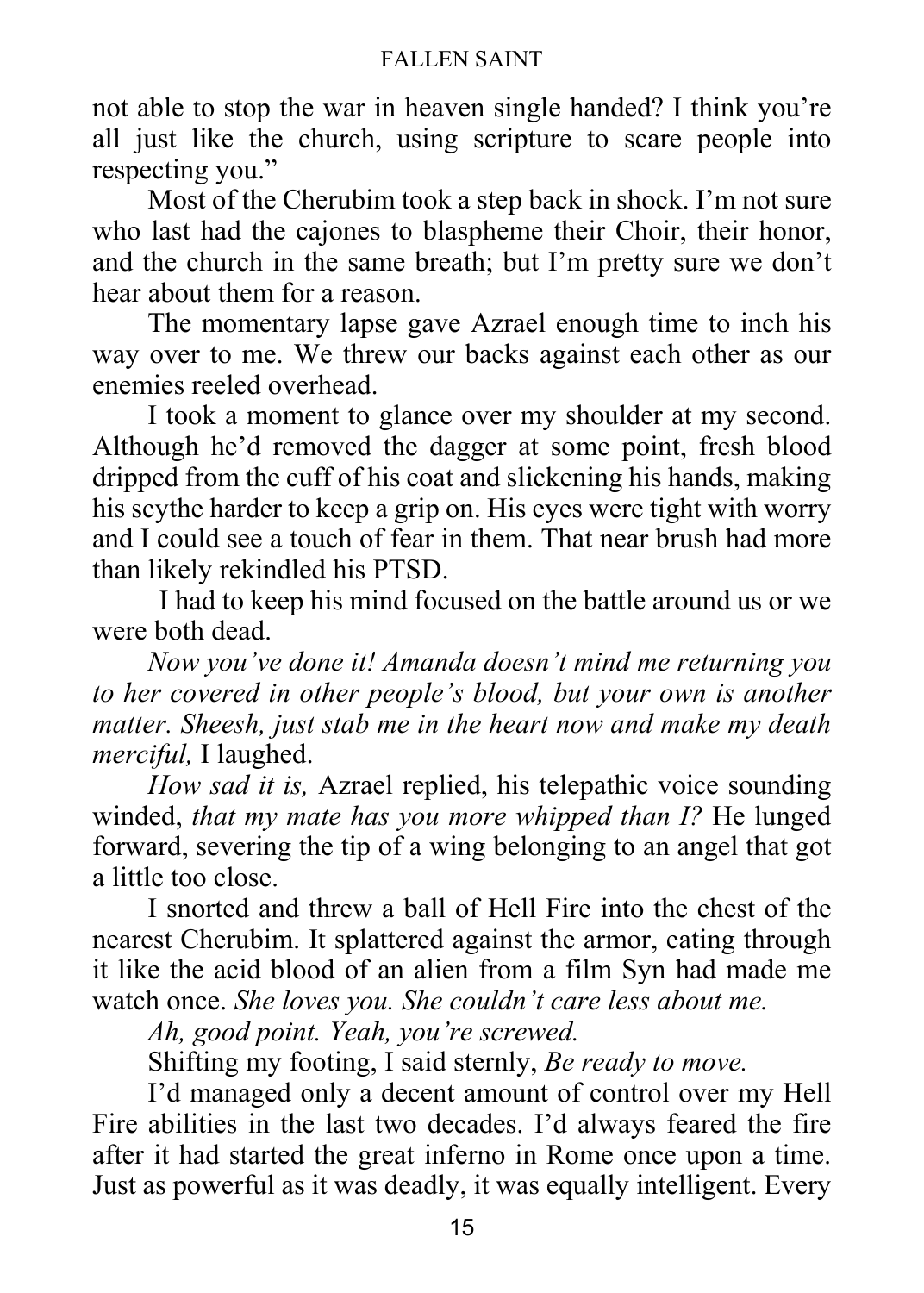not able to stop the war in heaven single handed? I think you're all just like the church, using scripture to scare people into respecting you."

Most of the Cherubim took a step back in shock. I'm not sure who last had the cajones to blaspheme their Choir, their honor, and the church in the same breath; but I'm pretty sure we don't hear about them for a reason.

The momentary lapse gave Azrael enough time to inch his way over to me. We threw our backs against each other as our enemies reeled overhead.

I took a moment to glance over my shoulder at my second. Although he'd removed the dagger at some point, fresh blood dripped from the cuff of his coat and slickening his hands, making his scythe harder to keep a grip on. His eyes were tight with worry and I could see a touch of fear in them. That near brush had more than likely rekindled his PTSD.

I had to keep his mind focused on the battle around us or we were both dead.

*Now you've done it! Amanda doesn't mind me returning you to her covered in other people's blood, but your own is another matter. Sheesh, just stab me in the heart now and make my death merciful,* I laughed.

*How sad it is,* Azrael replied, his telepathic voice sounding winded, *that my mate has you more whipped than I?* He lunged forward, severing the tip of a wing belonging to an angel that got a little too close.

I snorted and threw a ball of Hell Fire into the chest of the nearest Cherubim. It splattered against the armor, eating through it like the acid blood of an alien from a film Syn had made me watch once. *She loves you. She couldn't care less about me.*

*Ah, good point. Yeah, you're screwed.*

Shifting my footing, I said sternly, *Be ready to move.*

I'd managed only a decent amount of control over my Hell Fire abilities in the last two decades. I'd always feared the fire after it had started the great inferno in Rome once upon a time. Just as powerful as it was deadly, it was equally intelligent. Every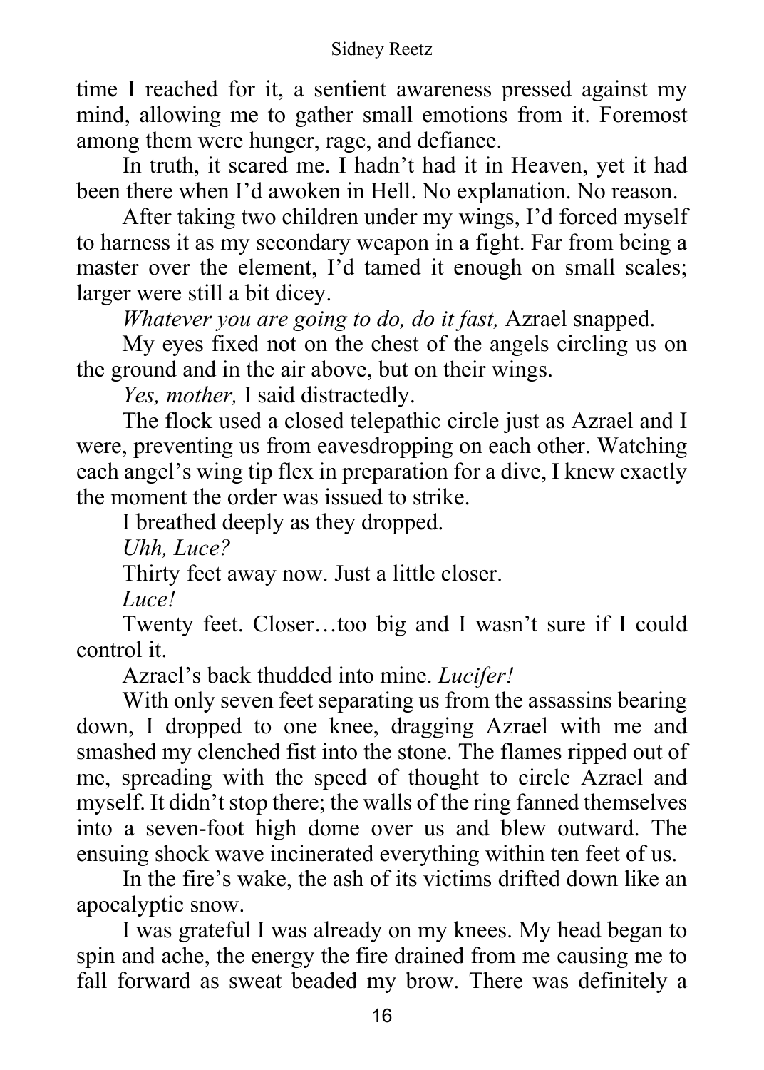time I reached for it, a sentient awareness pressed against my mind, allowing me to gather small emotions from it. Foremost among them were hunger, rage, and defiance.

In truth, it scared me. I hadn't had it in Heaven, yet it had been there when I'd awoken in Hell. No explanation. No reason.

After taking two children under my wings, I'd forced myself to harness it as my secondary weapon in a fight. Far from being a master over the element, I'd tamed it enough on small scales; larger were still a bit dicey.

*Whatever you are going to do, do it fast,* Azrael snapped.

My eyes fixed not on the chest of the angels circling us on the ground and in the air above, but on their wings.

*Yes, mother,* I said distractedly.

The flock used a closed telepathic circle just as Azrael and I were, preventing us from eavesdropping on each other. Watching each angel's wing tip flex in preparation for a dive, I knew exactly the moment the order was issued to strike.

I breathed deeply as they dropped.

*Uhh, Luce?*

Thirty feet away now. Just a little closer.

*Luce!*

Twenty feet. Closer…too big and I wasn't sure if I could control it.

Azrael's back thudded into mine. *Lucifer!*

With only seven feet separating us from the assassins bearing down, I dropped to one knee, dragging Azrael with me and smashed my clenched fist into the stone. The flames ripped out of me, spreading with the speed of thought to circle Azrael and myself. It didn't stop there; the walls of the ring fanned themselves into a seven-foot high dome over us and blew outward. The ensuing shock wave incinerated everything within ten feet of us.

In the fire's wake, the ash of its victims drifted down like an apocalyptic snow.

I was grateful I was already on my knees. My head began to spin and ache, the energy the fire drained from me causing me to fall forward as sweat beaded my brow. There was definitely a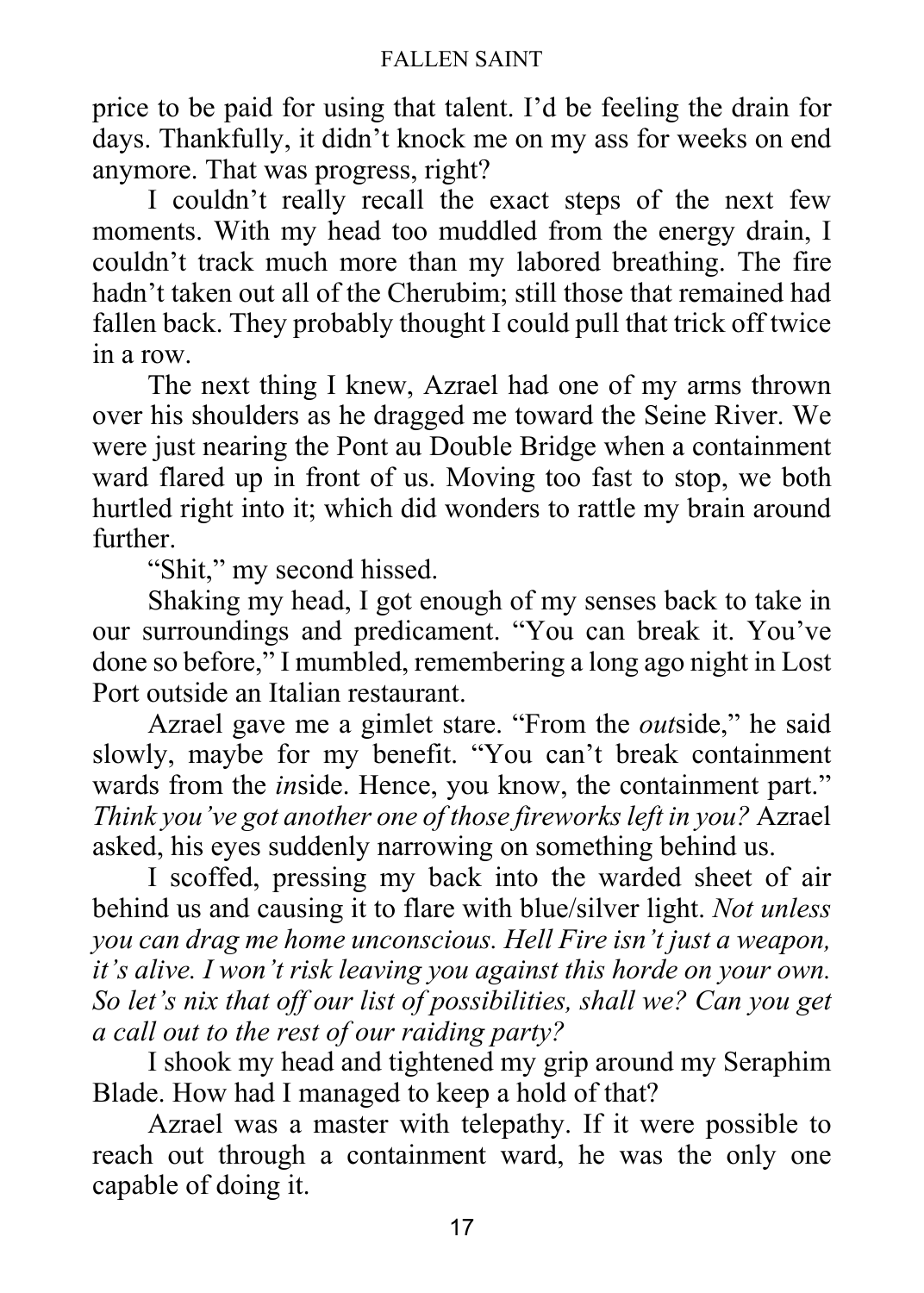price to be paid for using that talent. I'd be feeling the drain for days. Thankfully, it didn't knock me on my ass for weeks on end anymore. That was progress, right?

I couldn't really recall the exact steps of the next few moments. With my head too muddled from the energy drain, I couldn't track much more than my labored breathing. The fire hadn't taken out all of the Cherubim; still those that remained had fallen back. They probably thought I could pull that trick off twice in a row.

The next thing I knew, Azrael had one of my arms thrown over his shoulders as he dragged me toward the Seine River. We were just nearing the Pont au Double Bridge when a containment ward flared up in front of us. Moving too fast to stop, we both hurtled right into it; which did wonders to rattle my brain around further.

"Shit," my second hissed.

Shaking my head, I got enough of my senses back to take in our surroundings and predicament. "You can break it. You've done so before," I mumbled, remembering a long ago night in Lost Port outside an Italian restaurant.

Azrael gave me a gimlet stare. "From the *out*side," he said slowly, maybe for my benefit. "You can't break containment wards from the *in*side. Hence, you know, the containment part." *Think you've got another one of those fireworks left in you?* Azrael asked, his eyes suddenly narrowing on something behind us.

I scoffed, pressing my back into the warded sheet of air behind us and causing it to flare with blue/silver light. *Not unless you can drag me home unconscious. Hell Fire isn't just a weapon, it's alive. I won't risk leaving you against this horde on your own. So let's nix that off our list of possibilities, shall we? Can you get a call out to the rest of our raiding party?*

I shook my head and tightened my grip around my Seraphim Blade. How had I managed to keep a hold of that?

Azrael was a master with telepathy. If it were possible to reach out through a containment ward, he was the only one capable of doing it.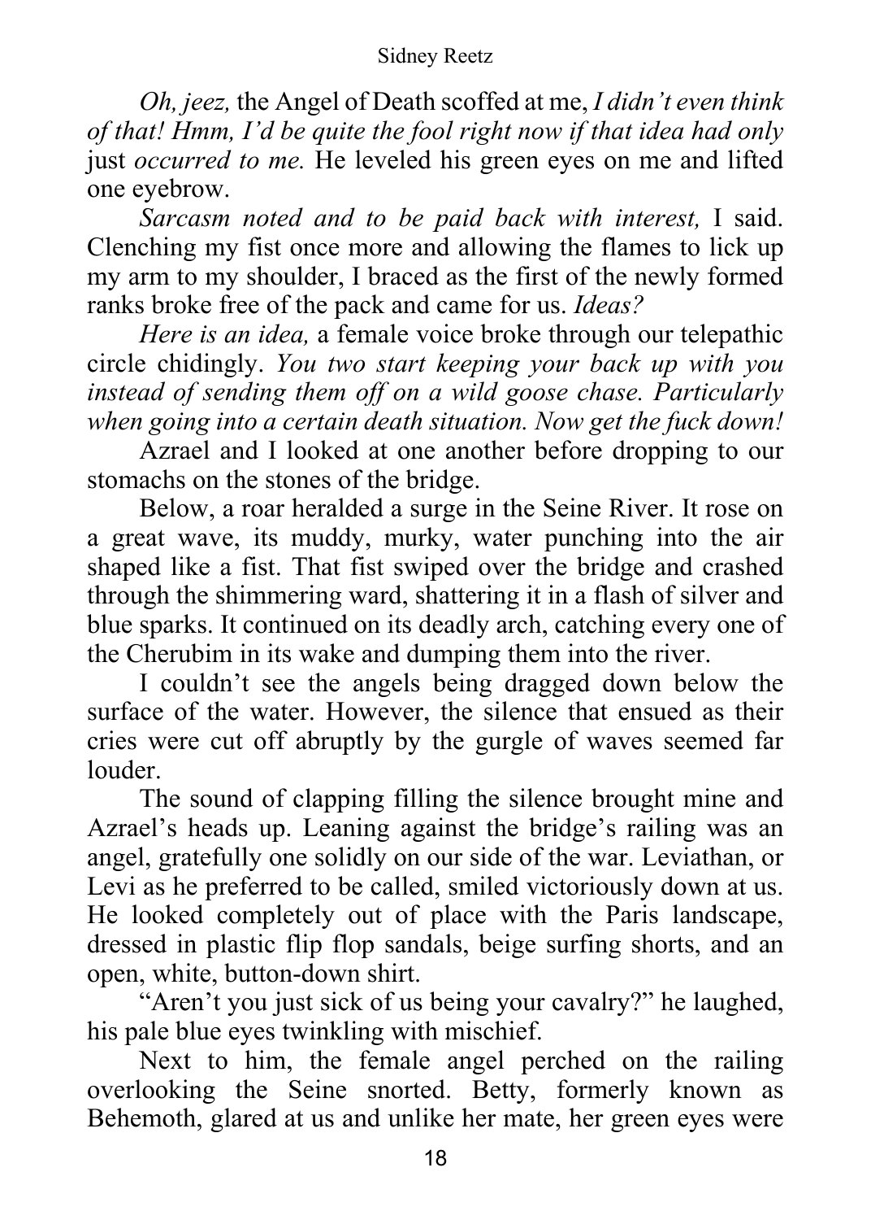*Oh, jeez,* the Angel of Death scoffed at me, *I didn't even think of that! Hmm, I'd be quite the fool right now if that idea had only* just *occurred to me.* He leveled his green eyes on me and lifted one eyebrow.

*Sarcasm noted and to be paid back with interest,* I said. Clenching my fist once more and allowing the flames to lick up my arm to my shoulder, I braced as the first of the newly formed ranks broke free of the pack and came for us. *Ideas?*

*Here is an idea,* a female voice broke through our telepathic circle chidingly. *You two start keeping your back up with you instead of sending them off on a wild goose chase. Particularly when going into a certain death situation. Now get the fuck down!*

Azrael and I looked at one another before dropping to our stomachs on the stones of the bridge.

Below, a roar heralded a surge in the Seine River. It rose on a great wave, its muddy, murky, water punching into the air shaped like a fist. That fist swiped over the bridge and crashed through the shimmering ward, shattering it in a flash of silver and blue sparks. It continued on its deadly arch, catching every one of the Cherubim in its wake and dumping them into the river.

I couldn't see the angels being dragged down below the surface of the water. However, the silence that ensued as their cries were cut off abruptly by the gurgle of waves seemed far louder.

The sound of clapping filling the silence brought mine and Azrael's heads up. Leaning against the bridge's railing was an angel, gratefully one solidly on our side of the war. Leviathan, or Levi as he preferred to be called, smiled victoriously down at us. He looked completely out of place with the Paris landscape, dressed in plastic flip flop sandals, beige surfing shorts, and an open, white, button-down shirt.

"Aren't you just sick of us being your cavalry?" he laughed, his pale blue eyes twinkling with mischief.

Next to him, the female angel perched on the railing overlooking the Seine snorted. Betty, formerly known as Behemoth, glared at us and unlike her mate, her green eyes were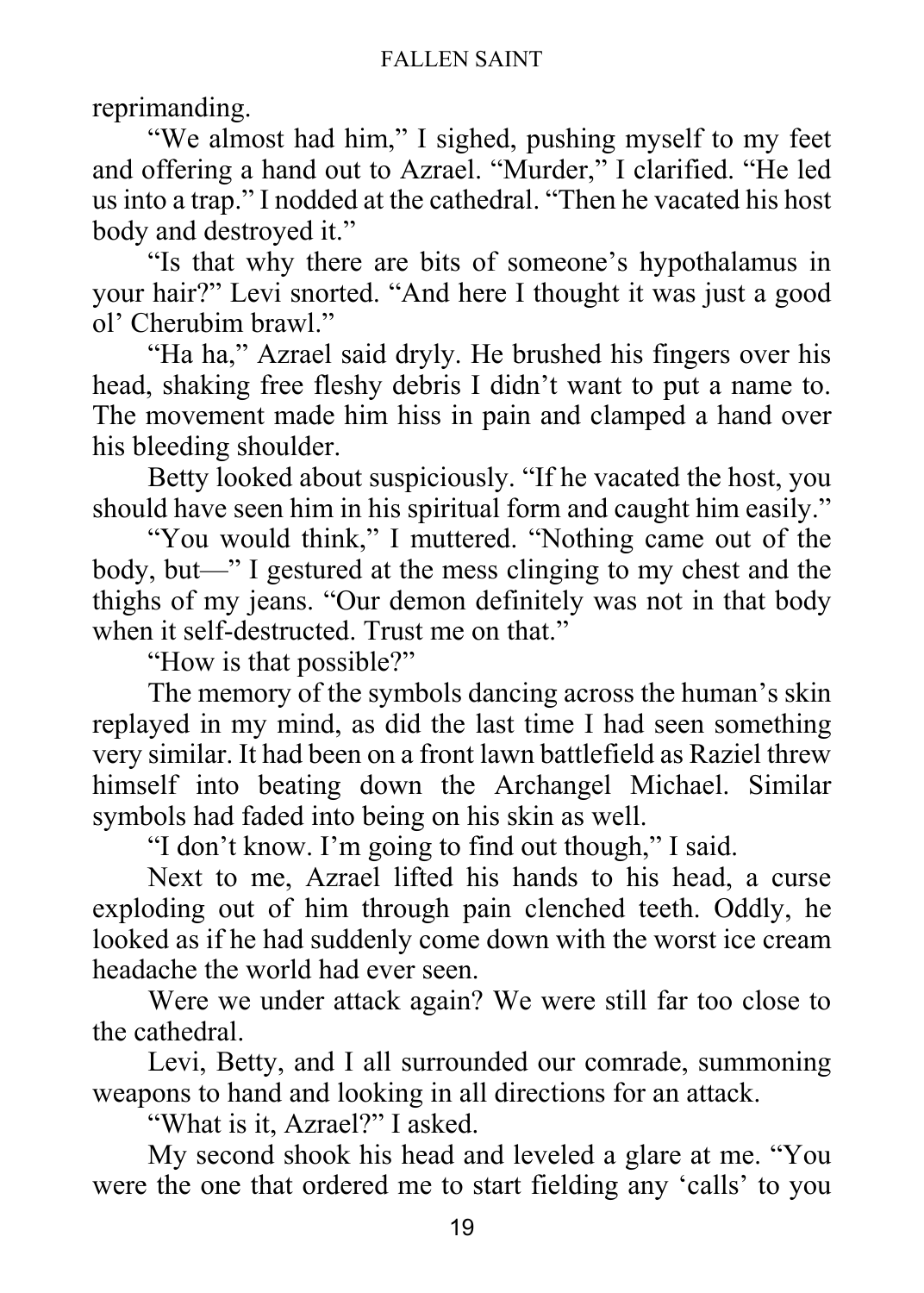reprimanding.

"We almost had him," I sighed, pushing myself to my feet and offering a hand out to Azrael. "Murder," I clarified. "He led us into a trap." I nodded at the cathedral. "Then he vacated his host body and destroyed it."

"Is that why there are bits of someone's hypothalamus in your hair?" Levi snorted. "And here I thought it was just a good ol' Cherubim brawl."

"Ha ha," Azrael said dryly. He brushed his fingers over his head, shaking free fleshy debris I didn't want to put a name to. The movement made him hiss in pain and clamped a hand over his bleeding shoulder.

Betty looked about suspiciously. "If he vacated the host, you should have seen him in his spiritual form and caught him easily."

"You would think," I muttered. "Nothing came out of the body, but—" I gestured at the mess clinging to my chest and the thighs of my jeans. "Our demon definitely was not in that body when it self-destructed. Trust me on that."

"How is that possible?"

The memory of the symbols dancing across the human's skin replayed in my mind, as did the last time I had seen something very similar. It had been on a front lawn battlefield as Raziel threw himself into beating down the Archangel Michael. Similar symbols had faded into being on his skin as well.

"I don't know. I'm going to find out though," I said.

Next to me, Azrael lifted his hands to his head, a curse exploding out of him through pain clenched teeth. Oddly, he looked as if he had suddenly come down with the worst ice cream headache the world had ever seen.

Were we under attack again? We were still far too close to the cathedral.

Levi, Betty, and I all surrounded our comrade, summoning weapons to hand and looking in all directions for an attack.

"What is it, Azrael?" I asked.

My second shook his head and leveled a glare at me. "You were the one that ordered me to start fielding any 'calls' to you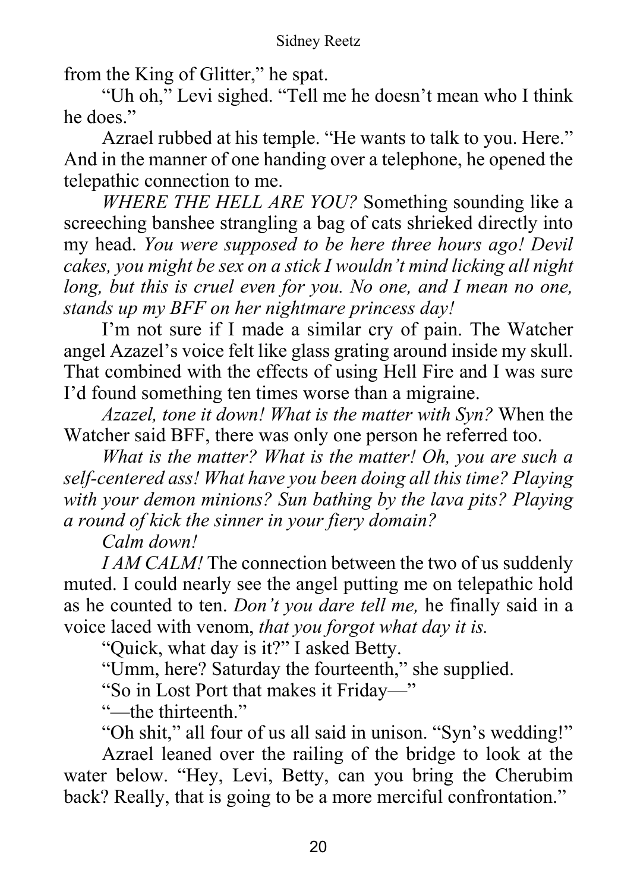from the King of Glitter," he spat.

"Uh oh," Levi sighed. "Tell me he doesn't mean who I think he does."

Azrael rubbed at his temple. "He wants to talk to you. Here." And in the manner of one handing over a telephone, he opened the telepathic connection to me.

*WHERE THE HELL ARE YOU?* Something sounding like a screeching banshee strangling a bag of cats shrieked directly into my head. *You were supposed to be here three hours ago! Devil cakes, you might be sex on a stick I wouldn't mind licking all night long, but this is cruel even for you. No one, and I mean no one, stands up my BFF on her nightmare princess day!*

I'm not sure if I made a similar cry of pain. The Watcher angel Azazel's voice felt like glass grating around inside my skull. That combined with the effects of using Hell Fire and I was sure I'd found something ten times worse than a migraine.

*Azazel, tone it down! What is the matter with Syn?* When the Watcher said BFF, there was only one person he referred too.

*What is the matter? What is the matter! Oh, you are such a self-centered ass! What have you been doing all this time? Playing with your demon minions? Sun bathing by the lava pits? Playing a round of kick the sinner in your fiery domain?*

*Calm down!*

*I AM CALM!* The connection between the two of us suddenly muted. I could nearly see the angel putting me on telepathic hold as he counted to ten. *Don't you dare tell me,* he finally said in a voice laced with venom, *that you forgot what day it is.*

"Quick, what day is it?" I asked Betty.

"Umm, here? Saturday the fourteenth," she supplied.

"So in Lost Port that makes it Friday—"

"—the thirteenth."

"Oh shit," all four of us all said in unison. "Syn's wedding!"

Azrael leaned over the railing of the bridge to look at the water below. "Hey, Levi, Betty, can you bring the Cherubim back? Really, that is going to be a more merciful confrontation."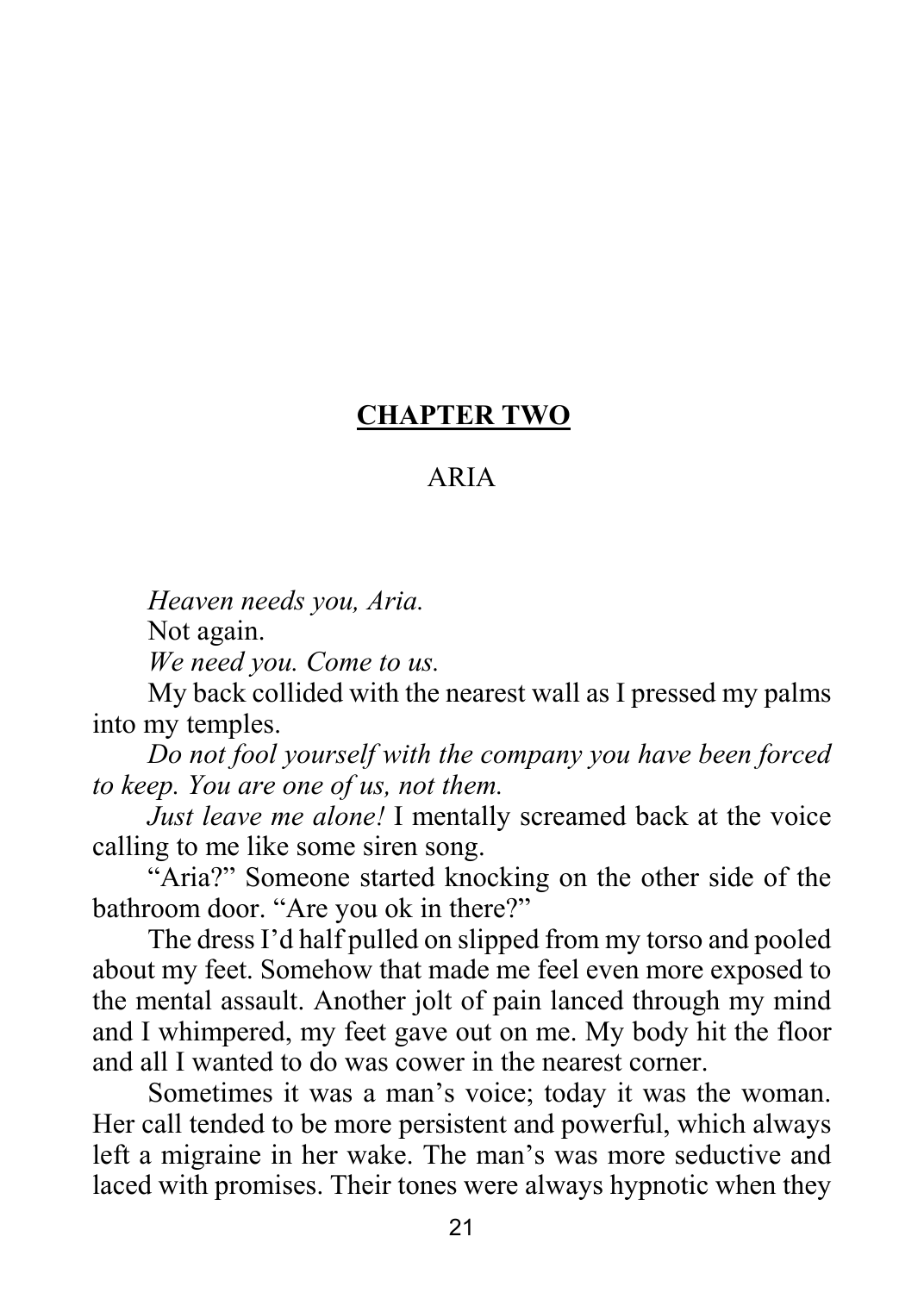# CHAPTER TWO

ARIA

*Heaven needs you, Aria.*

Not again.

*We need you. Come to us.*

My back collided with the nearest wall as I pressed my palms into my temples.

*Do not fool yourself with the company you have been forced to keep. You are one of us, not them.*

*Just leave me alone!* I mentally screamed back at the voice calling to me like some siren song.

"Aria?" Someone started knocking on the other side of the bathroom door. "Are you ok in there?"

The dress I'd half pulled on slipped from my torso and pooled about my feet. Somehow that made me feel even more exposed to the mental assault. Another jolt of pain lanced through my mind and I whimpered, my feet gave out on me. My body hit the floor and all I wanted to do was cower in the nearest corner.

Sometimes it was a man's voice; today it was the woman. Her call tended to be more persistent and powerful, which always left a migraine in her wake. The man's was more seductive and laced with promises. Their tones were always hypnotic when they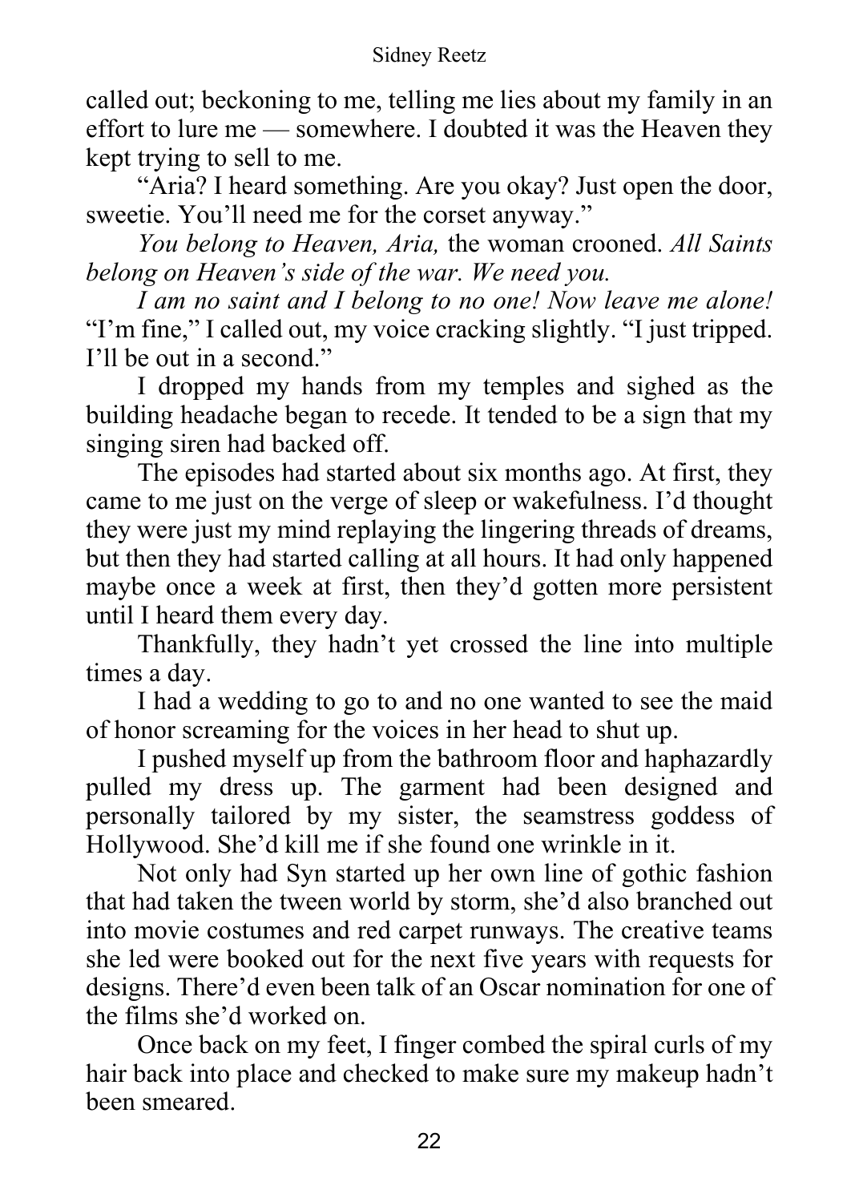called out; beckoning to me, telling me lies about my family in an effort to lure me — somewhere. I doubted it was the Heaven they kept trying to sell to me.

"Aria? I heard something. Are you okay? Just open the door, sweetie. You'll need me for the corset anyway."

*You belong to Heaven, Aria,* the woman crooned. *All Saints belong on Heaven's side of the war. We need you.*

*I am no saint and I belong to no one! Now leave me alone!* "I'm fine," I called out, my voice cracking slightly. "I just tripped. I'll be out in a second."

I dropped my hands from my temples and sighed as the building headache began to recede. It tended to be a sign that my singing siren had backed off.

The episodes had started about six months ago. At first, they came to me just on the verge of sleep or wakefulness. I'd thought they were just my mind replaying the lingering threads of dreams, but then they had started calling at all hours. It had only happened maybe once a week at first, then they'd gotten more persistent until I heard them every day.

Thankfully, they hadn't yet crossed the line into multiple times a day.

I had a wedding to go to and no one wanted to see the maid of honor screaming for the voices in her head to shut up.

I pushed myself up from the bathroom floor and haphazardly pulled my dress up. The garment had been designed and personally tailored by my sister, the seamstress goddess of Hollywood. She'd kill me if she found one wrinkle in it.

Not only had Syn started up her own line of gothic fashion that had taken the tween world by storm, she'd also branched out into movie costumes and red carpet runways. The creative teams she led were booked out for the next five years with requests for designs. There'd even been talk of an Oscar nomination for one of the films she'd worked on.

Once back on my feet, I finger combed the spiral curls of my hair back into place and checked to make sure my makeup hadn't been smeared.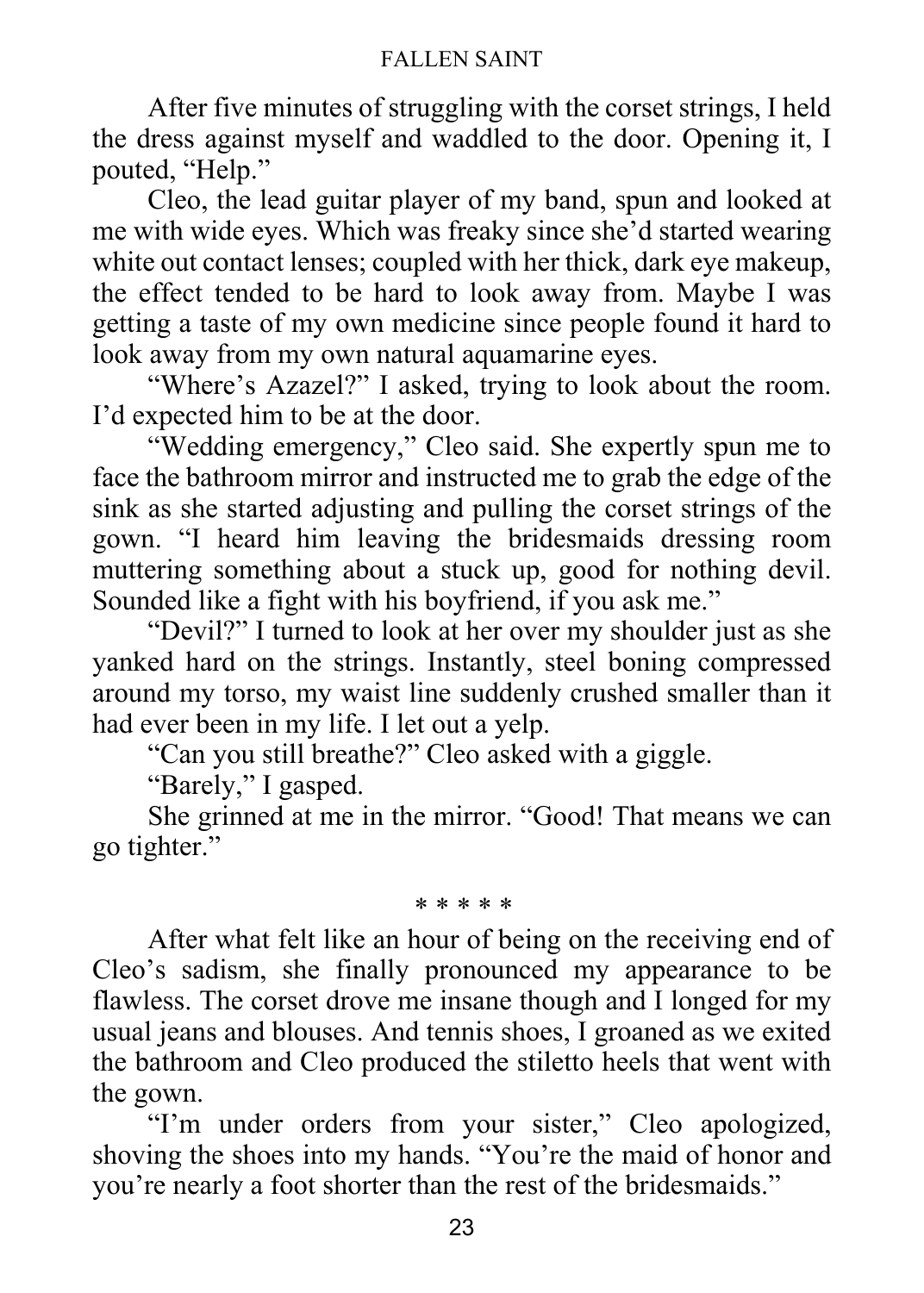After five minutes of struggling with the corset strings, I held the dress against myself and waddled to the door. Opening it, I pouted, "Help."

Cleo, the lead guitar player of my band, spun and looked at me with wide eyes. Which was freaky since she'd started wearing white out contact lenses; coupled with her thick, dark eye makeup, the effect tended to be hard to look away from. Maybe I was getting a taste of my own medicine since people found it hard to look away from my own natural aquamarine eyes.

"Where's Azazel?" I asked, trying to look about the room. I'd expected him to be at the door.

"Wedding emergency," Cleo said. She expertly spun me to face the bathroom mirror and instructed me to grab the edge of the sink as she started adjusting and pulling the corset strings of the gown. "I heard him leaving the bridesmaids dressing room muttering something about a stuck up, good for nothing devil. Sounded like a fight with his boyfriend, if you ask me."

"Devil?" I turned to look at her over my shoulder just as she yanked hard on the strings. Instantly, steel boning compressed around my torso, my waist line suddenly crushed smaller than it had ever been in my life. I let out a yelp.

"Can you still breathe?" Cleo asked with a giggle.

"Barely," I gasped.

She grinned at me in the mirror. "Good! That means we can go tighter."

\* \* \* \* \*

After what felt like an hour of being on the receiving end of Cleo's sadism, she finally pronounced my appearance to be flawless. The corset drove me insane though and I longed for my usual jeans and blouses. And tennis shoes, I groaned as we exited the bathroom and Cleo produced the stiletto heels that went with the gown.

"I'm under orders from your sister," Cleo apologized, shoving the shoes into my hands. "You're the maid of honor and you're nearly a foot shorter than the rest of the bridesmaids."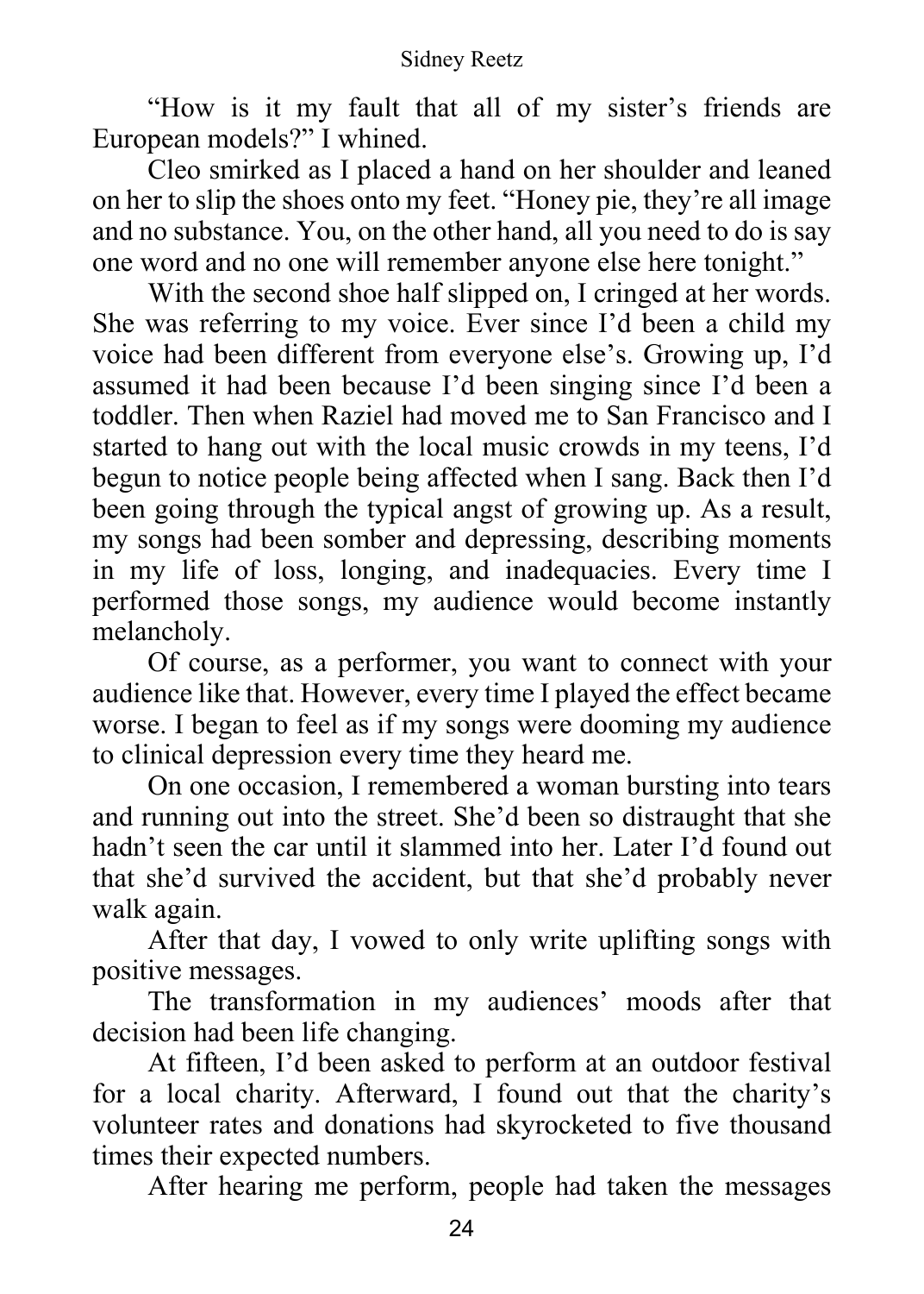"How is it my fault that all of my sister's friends are European models?" I whined.

Cleo smirked as I placed a hand on her shoulder and leaned on her to slip the shoes onto my feet. "Honey pie, they're all image and no substance. You, on the other hand, all you need to do is say one word and no one will remember anyone else here tonight."

With the second shoe half slipped on, I cringed at her words. She was referring to my voice. Ever since I'd been a child my voice had been different from everyone else's. Growing up, I'd assumed it had been because I'd been singing since I'd been a toddler. Then when Raziel had moved me to San Francisco and I started to hang out with the local music crowds in my teens, I'd begun to notice people being affected when I sang. Back then I'd been going through the typical angst of growing up. As a result, my songs had been somber and depressing, describing moments in my life of loss, longing, and inadequacies. Every time I performed those songs, my audience would become instantly melancholy.

Of course, as a performer, you want to connect with your audience like that. However, every time I played the effect became worse. I began to feel as if my songs were dooming my audience to clinical depression every time they heard me.

On one occasion, I remembered a woman bursting into tears and running out into the street. She'd been so distraught that she hadn't seen the car until it slammed into her. Later I'd found out that she'd survived the accident, but that she'd probably never walk again.

After that day, I vowed to only write uplifting songs with positive messages.

The transformation in my audiences' moods after that decision had been life changing.

At fifteen, I'd been asked to perform at an outdoor festival for a local charity. Afterward, I found out that the charity's volunteer rates and donations had skyrocketed to five thousand times their expected numbers.

After hearing me perform, people had taken the messages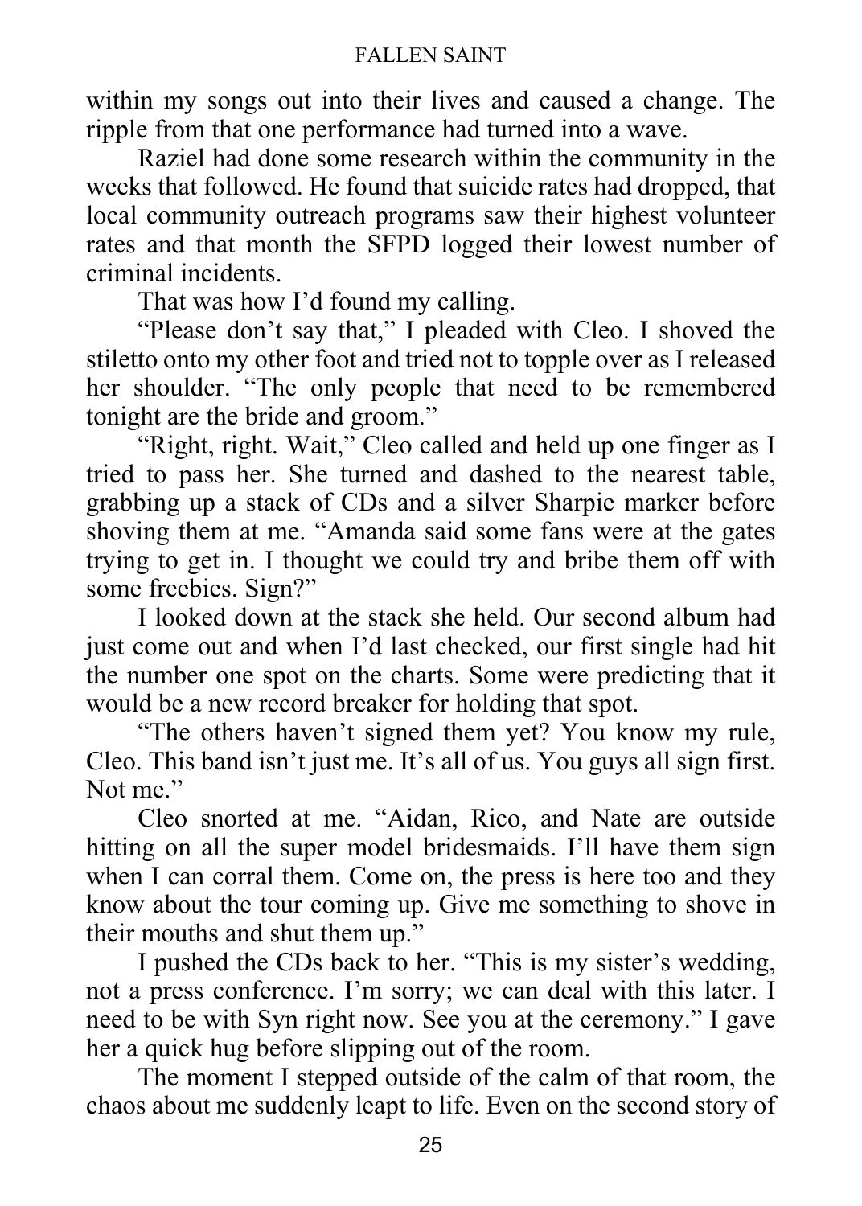within my songs out into their lives and caused a change. The ripple from that one performance had turned into a wave.

Raziel had done some research within the community in the weeks that followed. He found that suicide rates had dropped, that local community outreach programs saw their highest volunteer rates and that month the SFPD logged their lowest number of criminal incidents.

That was how I'd found my calling.

"Please don't say that," I pleaded with Cleo. I shoved the stiletto onto my other foot and tried not to topple over as I released her shoulder. "The only people that need to be remembered tonight are the bride and groom."

"Right, right. Wait," Cleo called and held up one finger as I tried to pass her. She turned and dashed to the nearest table, grabbing up a stack of CDs and a silver Sharpie marker before shoving them at me. "Amanda said some fans were at the gates trying to get in. I thought we could try and bribe them off with some freebies. Sign?"

I looked down at the stack she held. Our second album had just come out and when I'd last checked, our first single had hit the number one spot on the charts. Some were predicting that it would be a new record breaker for holding that spot.

"The others haven't signed them yet? You know my rule, Cleo. This band isn't just me. It's all of us. You guys all sign first. Not me."

Cleo snorted at me. "Aidan, Rico, and Nate are outside hitting on all the super model bridesmaids. I'll have them sign when I can corral them. Come on, the press is here too and they know about the tour coming up. Give me something to shove in their mouths and shut them up."

I pushed the CDs back to her. "This is my sister's wedding, not a press conference. I'm sorry; we can deal with this later. I need to be with Syn right now. See you at the ceremony." I gave her a quick hug before slipping out of the room.

The moment I stepped outside of the calm of that room, the chaos about me suddenly leapt to life. Even on the second story of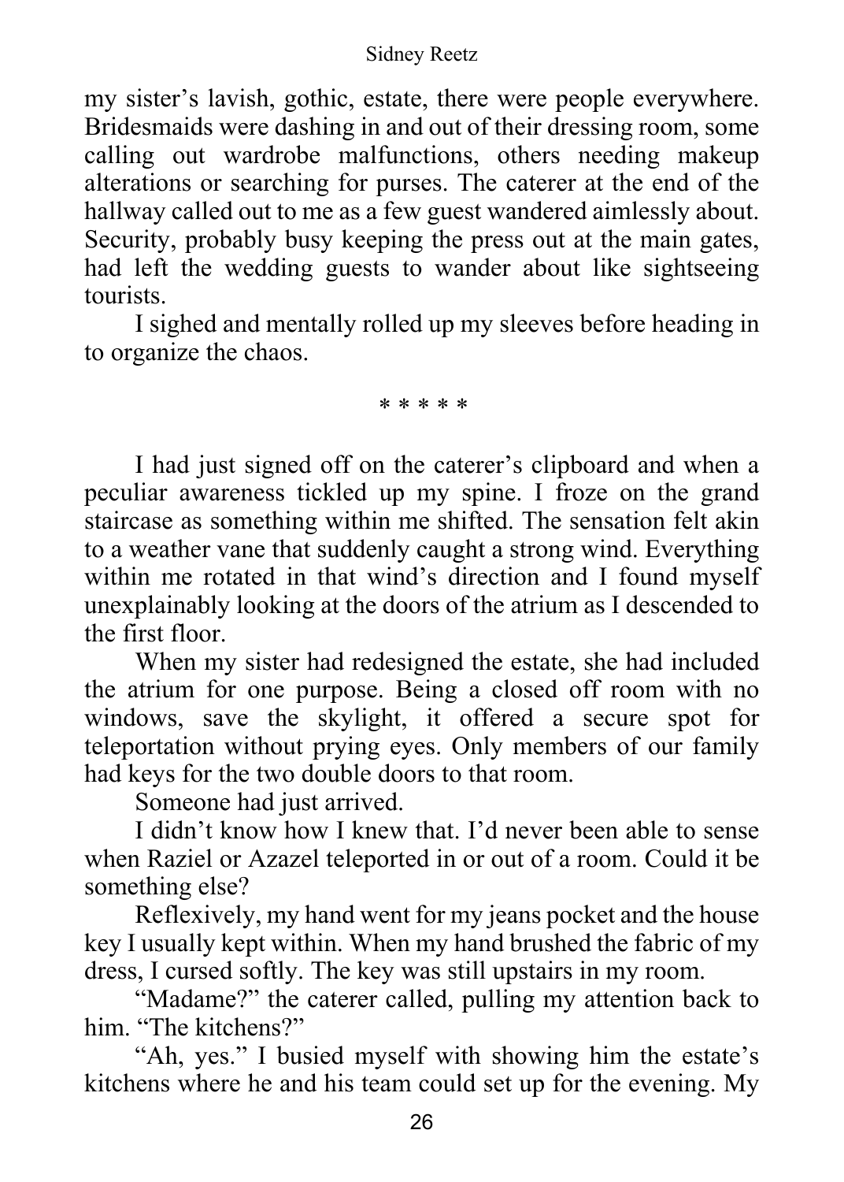my sister's lavish, gothic, estate, there were people everywhere. Bridesmaids were dashing in and out of their dressing room, some calling out wardrobe malfunctions, others needing makeup alterations or searching for purses. The caterer at the end of the hallway called out to me as a few guest wandered aimlessly about. Security, probably busy keeping the press out at the main gates, had left the wedding guests to wander about like sightseeing tourists.

I sighed and mentally rolled up my sleeves before heading in to organize the chaos.

* * * * *

I had just signed off on the caterer's clipboard and when a peculiar awareness tickled up my spine. I froze on the grand staircase as something within me shifted. The sensation felt akin to a weather vane that suddenly caught a strong wind. Everything within me rotated in that wind's direction and I found myself unexplainably looking at the doors of the atrium as I descended to the first floor.

When my sister had redesigned the estate, she had included the atrium for one purpose. Being a closed off room with no windows, save the skylight, it offered a secure spot for teleportation without prying eyes. Only members of our family had keys for the two double doors to that room.

Someone had just arrived.

I didn't know how I knew that. I'd never been able to sense when Raziel or Azazel teleported in or out of a room. Could it be something else?

Reflexively, my hand went for my jeans pocket and the house key I usually kept within. When my hand brushed the fabric of my dress, I cursed softly. The key was still upstairs in my room.

"Madame?" the caterer called, pulling my attention back to him. "The kitchens?"

"Ah, yes." I busied myself with showing him the estate's kitchens where he and his team could set up for the evening. My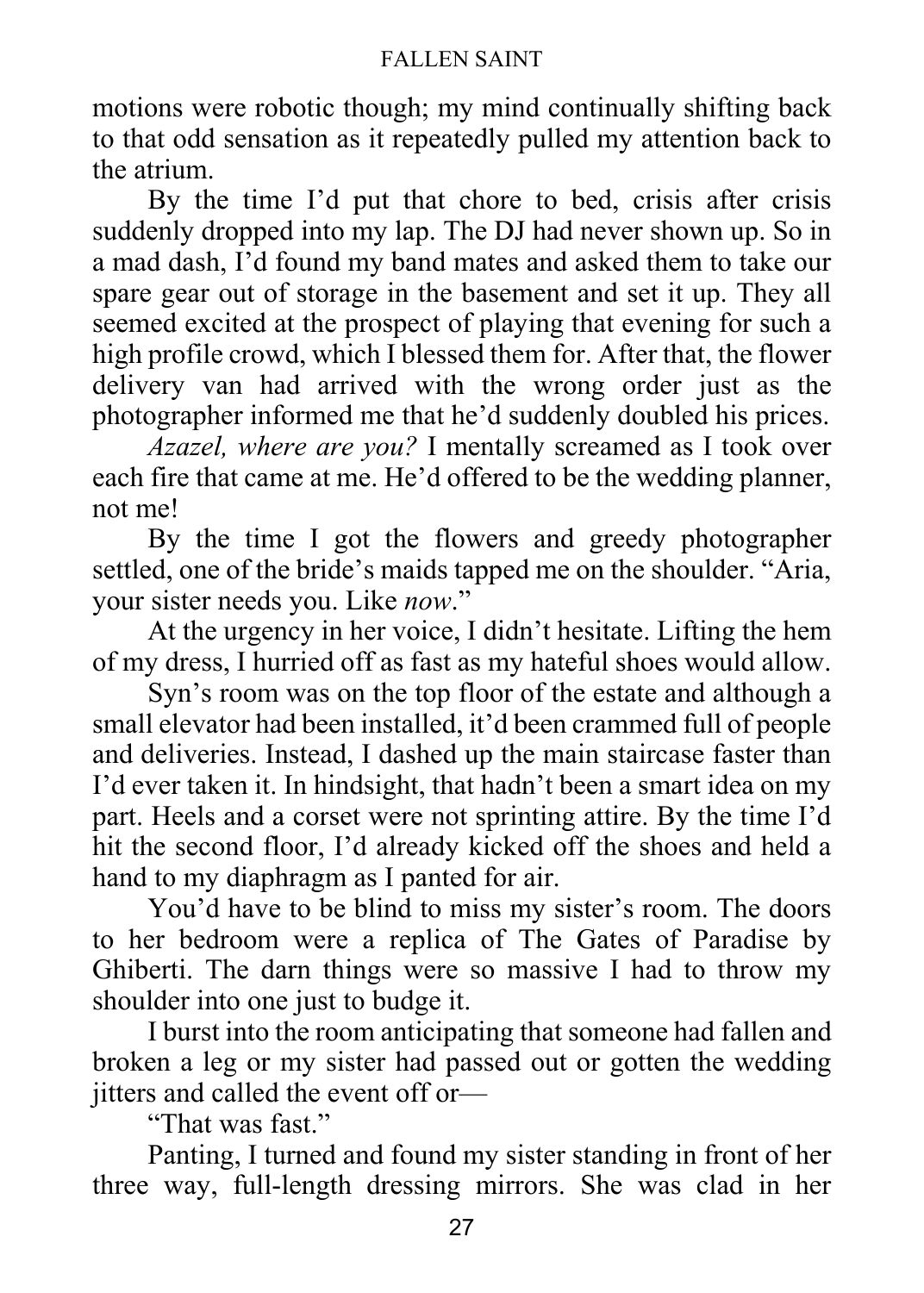motions were robotic though; my mind continually shifting back to that odd sensation as it repeatedly pulled my attention back to the atrium.

By the time I'd put that chore to bed, crisis after crisis suddenly dropped into my lap. The DJ had never shown up. So in a mad dash, I'd found my band mates and asked them to take our spare gear out of storage in the basement and set it up. They all seemed excited at the prospect of playing that evening for such a high profile crowd, which I blessed them for. After that, the flower delivery van had arrived with the wrong order just as the photographer informed me that he'd suddenly doubled his prices.

*Azazel, where are you?* I mentally screamed as I took over each fire that came at me. He'd offered to be the wedding planner, not me!

By the time I got the flowers and greedy photographer settled, one of the bride's maids tapped me on the shoulder. "Aria, your sister needs you. Like *now*."

At the urgency in her voice, I didn't hesitate. Lifting the hem of my dress, I hurried off as fast as my hateful shoes would allow.

Syn's room was on the top floor of the estate and although a small elevator had been installed, it'd been crammed full of people and deliveries. Instead, I dashed up the main staircase faster than I'd ever taken it. In hindsight, that hadn't been a smart idea on my part. Heels and a corset were not sprinting attire. By the time I'd hit the second floor, I'd already kicked off the shoes and held a hand to my diaphragm as I panted for air.

You'd have to be blind to miss my sister's room. The doors to her bedroom were a replica of The Gates of Paradise by Ghiberti. The darn things were so massive I had to throw my shoulder into one just to budge it.

I burst into the room anticipating that someone had fallen and broken a leg or my sister had passed out or gotten the wedding jitters and called the event off or—

"That was fast."

Panting, I turned and found my sister standing in front of her three way, full-length dressing mirrors. She was clad in her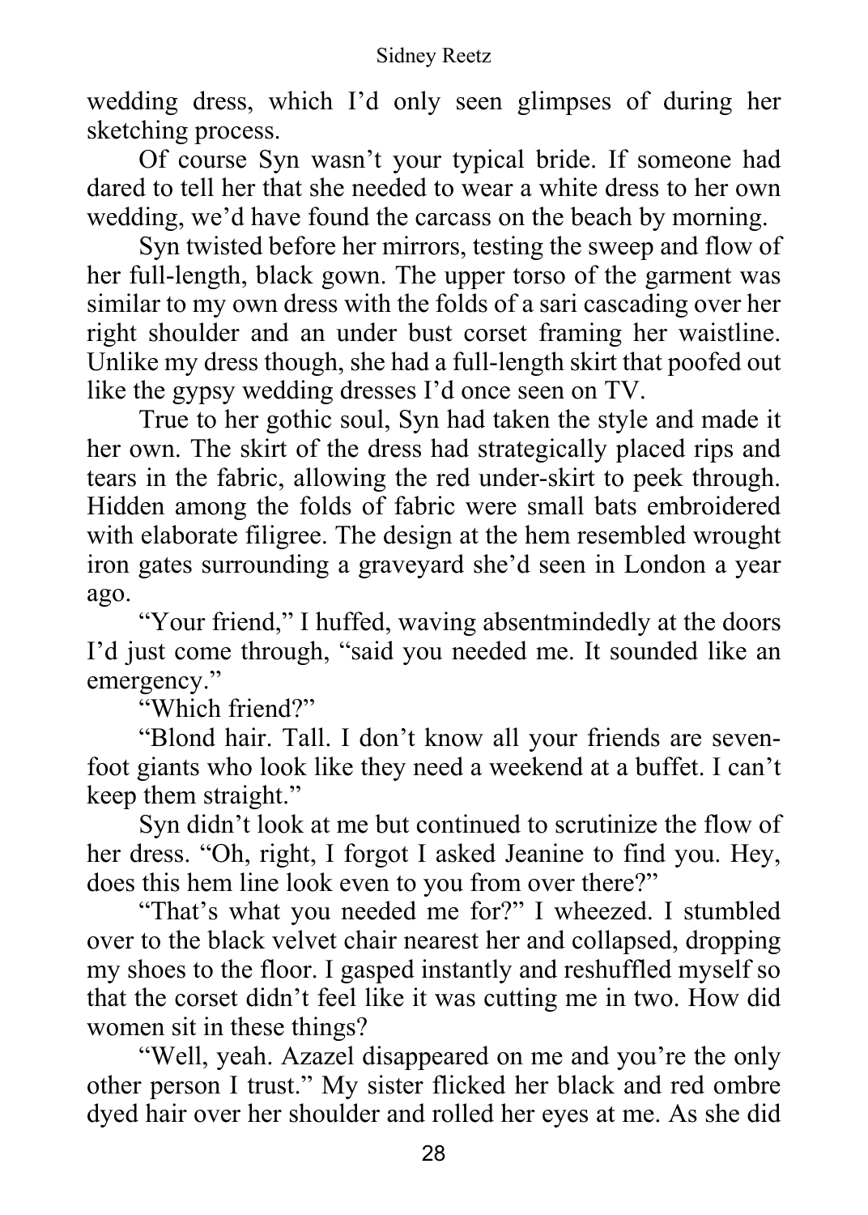wedding dress, which I'd only seen glimpses of during her sketching process.

Of course Syn wasn't your typical bride. If someone had dared to tell her that she needed to wear a white dress to her own wedding, we'd have found the carcass on the beach by morning.

Syn twisted before her mirrors, testing the sweep and flow of her full-length, black gown. The upper torso of the garment was similar to my own dress with the folds of a sari cascading over her right shoulder and an under bust corset framing her waistline. Unlike my dress though, she had a full-length skirt that poofed out like the gypsy wedding dresses I'd once seen on TV.

True to her gothic soul, Syn had taken the style and made it her own. The skirt of the dress had strategically placed rips and tears in the fabric, allowing the red under-skirt to peek through. Hidden among the folds of fabric were small bats embroidered with elaborate filigree. The design at the hem resembled wrought iron gates surrounding a graveyard she'd seen in London a year ago.

"Your friend," I huffed, waving absentmindedly at the doors I'd just come through, "said you needed me. It sounded like an emergency."

"Which friend?"

"Blond hair. Tall. I don't know all your friends are seven-foot giants who look like they need a weekend at a buffet. I can't keep them straight."

Syn didn't look at me but continued to scrutinize the flow of her dress. "Oh, right, I forgot I asked Jeanine to find you. Hey, does this hem line look even to you from over there?"

"That's what you needed me for?" I wheezed. I stumbled over to the black velvet chair nearest her and collapsed, dropping my shoes to the floor. I gasped instantly and reshuffled myself so that the corset didn't feel like it was cutting me in two. How did women sit in these things?

"Well, yeah. Azazel disappeared on me and you're the only other person I trust." My sister flicked her black and red ombre dyed hair over her shoulder and rolled her eyes at me. As she did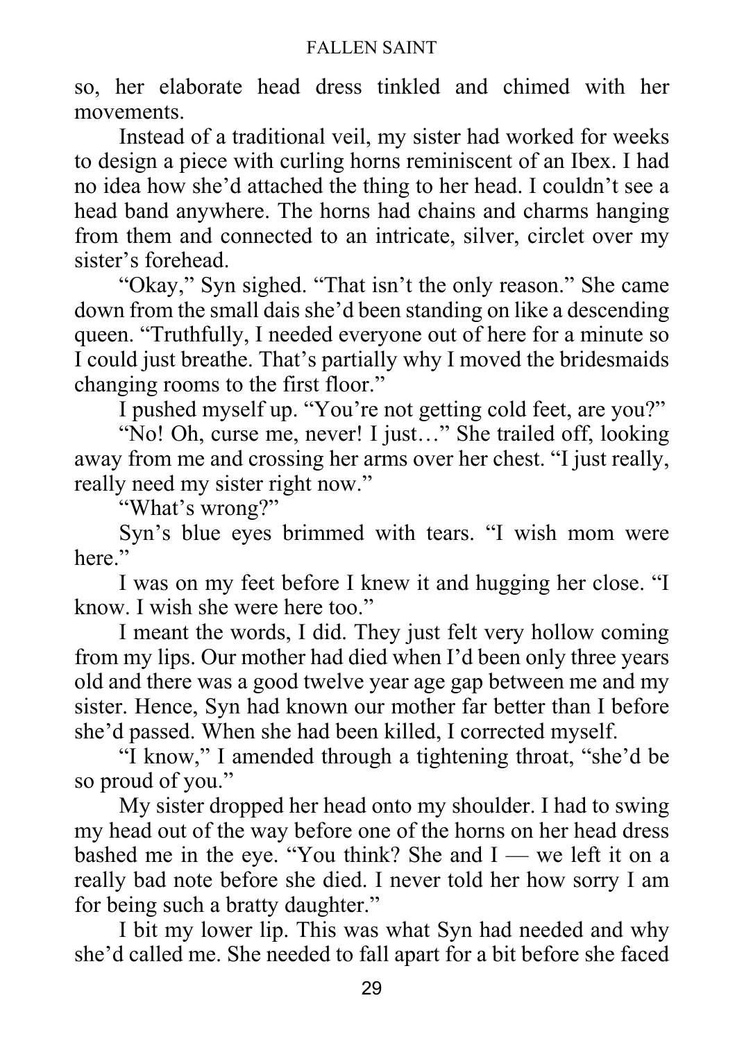so, her elaborate head dress tinkled and chimed with her movements.

Instead of a traditional veil, my sister had worked for weeks to design a piece with curling horns reminiscent of an Ibex. I had no idea how she'd attached the thing to her head. I couldn't see a head band anywhere. The horns had chains and charms hanging from them and connected to an intricate, silver, circlet over my sister's forehead.

"Okay," Syn sighed. "That isn't the only reason." She came down from the small dais she'd been standing on like a descending queen. "Truthfully, I needed everyone out of here for a minute so I could just breathe. That's partially why I moved the bridesmaids changing rooms to the first floor."

I pushed myself up. "You're not getting cold feet, are you?"

"No! Oh, curse me, never! I just…" She trailed off, looking away from me and crossing her arms over her chest. "I just really, really need my sister right now."

"What's wrong?"

Syn's blue eyes brimmed with tears. "I wish mom were here."

I was on my feet before I knew it and hugging her close. "I know. I wish she were here too."

I meant the words, I did. They just felt very hollow coming from my lips. Our mother had died when I'd been only three years old and there was a good twelve year age gap between me and my sister. Hence, Syn had known our mother far better than I before she'd passed. When she had been killed, I corrected myself.

"I know," I amended through a tightening throat, "she'd be so proud of you."

My sister dropped her head onto my shoulder. I had to swing my head out of the way before one of the horns on her head dress bashed me in the eye. "You think? She and I — we left it on a really bad note before she died. I never told her how sorry I am for being such a bratty daughter."

I bit my lower lip. This was what Syn had needed and why she'd called me. She needed to fall apart for a bit before she faced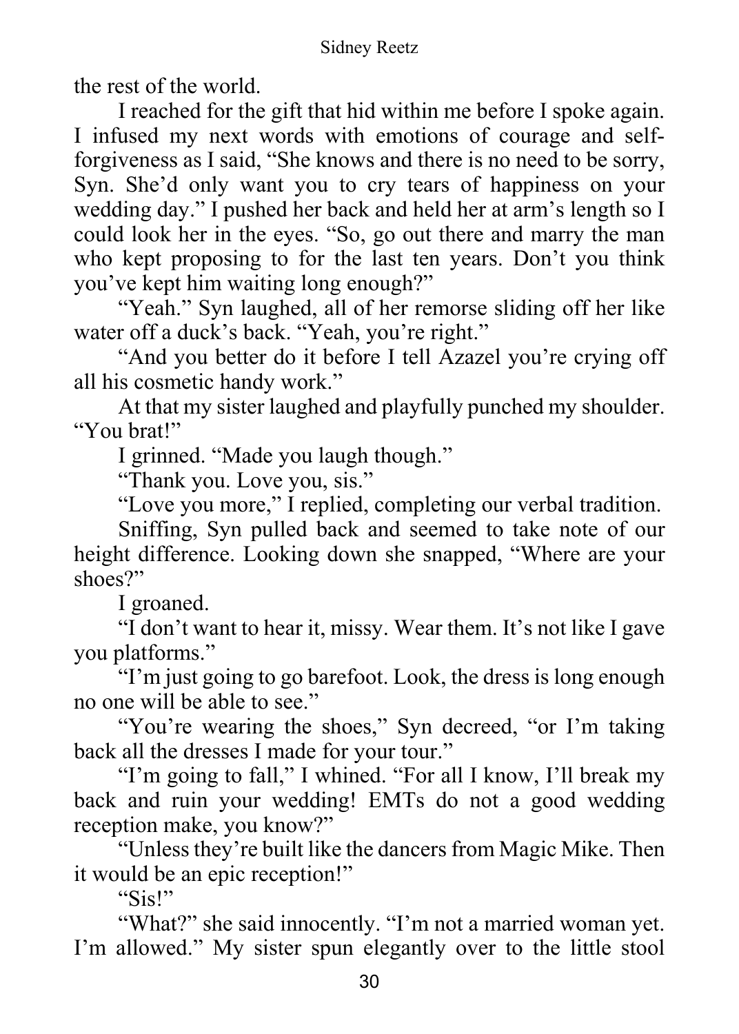the rest of the world.

I reached for the gift that hid within me before I spoke again. I infused my next words with emotions of courage and self-forgiveness as I said, "She knows and there is no need to be sorry, Syn. She'd only want you to cry tears of happiness on your wedding day." I pushed her back and held her at arm's length so I could look her in the eyes. "So, go out there and marry the man who kept proposing to for the last ten years. Don't you think you've kept him waiting long enough?"

"Yeah." Syn laughed, all of her remorse sliding off her like water off a duck's back. "Yeah, you're right."

"And you better do it before I tell Azazel you're crying off all his cosmetic handy work."

At that my sister laughed and playfully punched my shoulder. "You brat!"

I grinned. "Made you laugh though."

"Thank you. Love you, sis."

"Love you more," I replied, completing our verbal tradition.

Sniffing, Syn pulled back and seemed to take note of our height difference. Looking down she snapped, "Where are your shoes?"

I groaned.

"I don't want to hear it, missy. Wear them. It's not like I gave you platforms."

"I'm just going to go barefoot. Look, the dress is long enough no one will be able to see."

"You're wearing the shoes," Syn decreed, "or I'm taking back all the dresses I made for your tour."

"I'm going to fall," I whined. "For all I know, I'll break my back and ruin your wedding! EMTs do not a good wedding reception make, you know?"

"Unless they're built like the dancers from Magic Mike. Then it would be an epic reception!"

"Sis!"

"What?" she said innocently. "I'm not a married woman yet. I'm allowed." My sister spun elegantly over to the little stool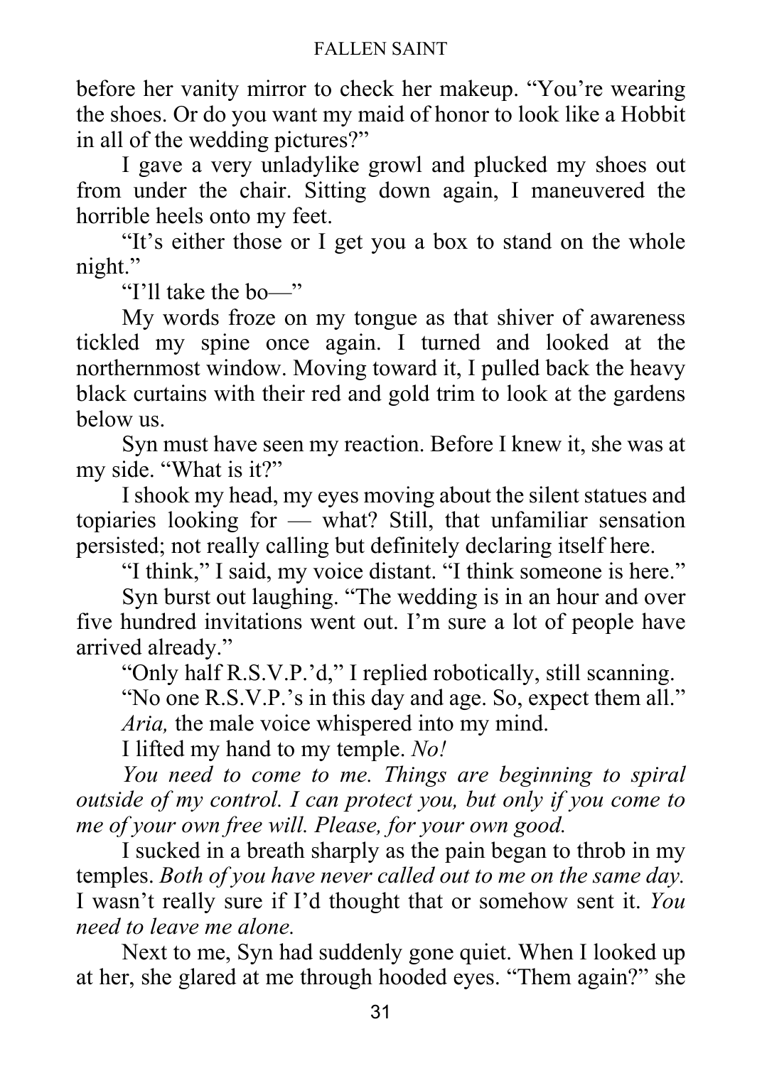before her vanity mirror to check her makeup. "You're wearing the shoes. Or do you want my maid of honor to look like a Hobbit in all of the wedding pictures?"

I gave a very unladylike growl and plucked my shoes out from under the chair. Sitting down again, I maneuvered the horrible heels onto my feet.

"It's either those or I get you a box to stand on the whole night."

"I'll take the bo—"

My words froze on my tongue as that shiver of awareness tickled my spine once again. I turned and looked at the northernmost window. Moving toward it, I pulled back the heavy black curtains with their red and gold trim to look at the gardens below us.

Syn must have seen my reaction. Before I knew it, she was at my side. "What is it?"

I shook my head, my eyes moving about the silent statues and topiaries looking for — what? Still, that unfamiliar sensation persisted; not really calling but definitely declaring itself here.

"I think," I said, my voice distant. "I think someone is here."

Syn burst out laughing. "The wedding is in an hour and over five hundred invitations went out. I'm sure a lot of people have arrived already."

"Only half R.S.V.P.'d," I replied robotically, still scanning.

"No one R.S.V.P.'s in this day and age. So, expect them all."

*Aria,* the male voice whispered into my mind.

I lifted my hand to my temple. *No!*

*You need to come to me. Things are beginning to spiral outside of my control. I can protect you, but only if you come to me of your own free will. Please, for your own good.*

I sucked in a breath sharply as the pain began to throb in my temples. *Both of you have never called out to me on the same day.* I wasn't really sure if I'd thought that or somehow sent it. *You need to leave me alone.*

Next to me, Syn had suddenly gone quiet. When I looked up at her, she glared at me through hooded eyes. "Them again?" she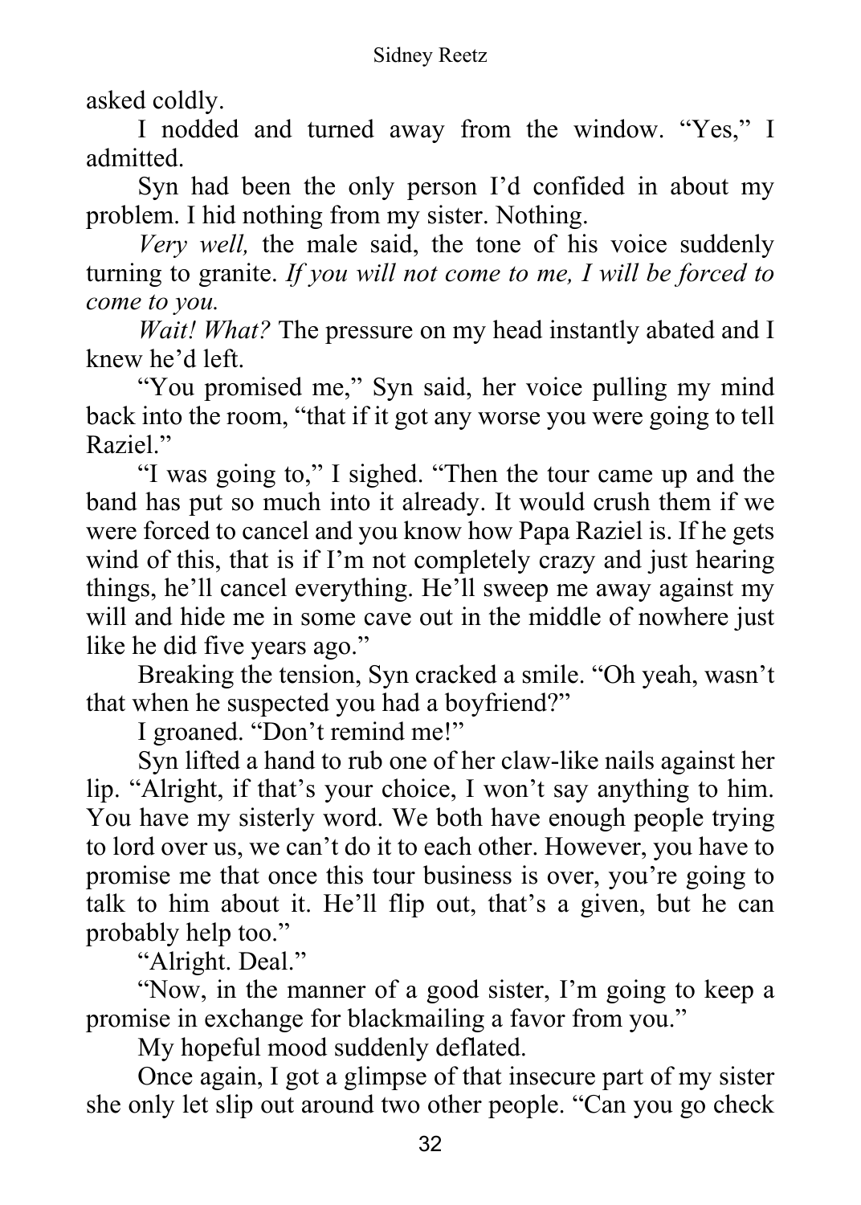asked coldly.

I nodded and turned away from the window. "Yes," I admitted.

Syn had been the only person I'd confided in about my problem. I hid nothing from my sister. Nothing.

*Very well,* the male said, the tone of his voice suddenly turning to granite. *If you will not come to me, I will be forced to come to you.*

*Wait! What?* The pressure on my head instantly abated and I knew he'd left.

"You promised me," Syn said, her voice pulling my mind back into the room, "that if it got any worse you were going to tell Raziel."

"I was going to," I sighed. "Then the tour came up and the band has put so much into it already. It would crush them if we were forced to cancel and you know how Papa Raziel is. If he gets wind of this, that is if I'm not completely crazy and just hearing things, he'll cancel everything. He'll sweep me away against my will and hide me in some cave out in the middle of nowhere just like he did five years ago."

Breaking the tension, Syn cracked a smile. "Oh yeah, wasn't that when he suspected you had a boyfriend?"

I groaned. "Don't remind me!"

Syn lifted a hand to rub one of her claw-like nails against her lip. "Alright, if that's your choice, I won't say anything to him. You have my sisterly word. We both have enough people trying to lord over us, we can't do it to each other. However, you have to promise me that once this tour business is over, you're going to talk to him about it. He'll flip out, that's a given, but he can probably help too."

"Alright. Deal."

"Now, in the manner of a good sister, I'm going to keep a promise in exchange for blackmailing a favor from you."

My hopeful mood suddenly deflated.

Once again, I got a glimpse of that insecure part of my sister she only let slip out around two other people. "Can you go check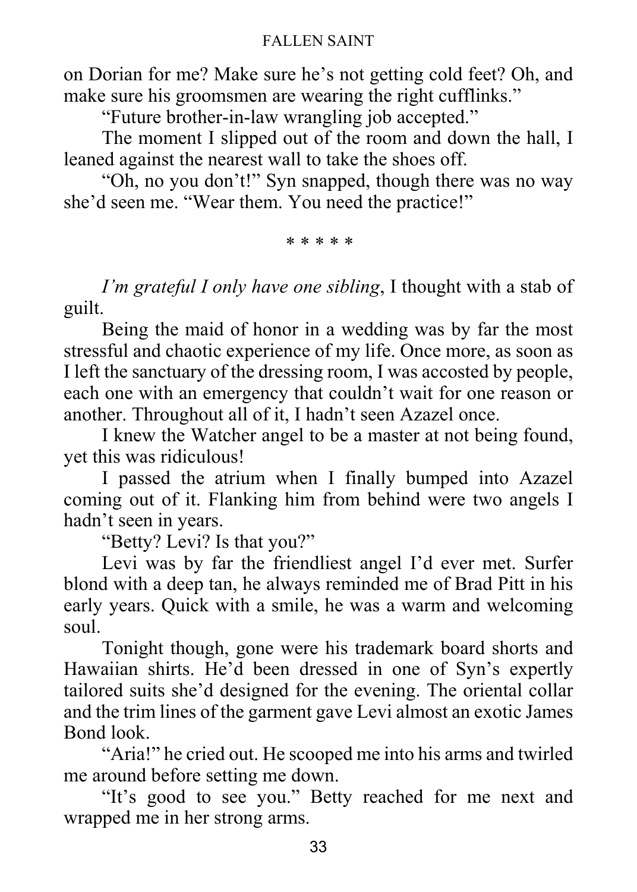on Dorian for me? Make sure he's not getting cold feet? Oh, and make sure his groomsmen are wearing the right cufflinks."

"Future brother-in-law wrangling job accepted."

The moment I slipped out of the room and down the hall, I leaned against the nearest wall to take the shoes off.

"Oh, no you don't!" Syn snapped, though there was no way she'd seen me. "Wear them. You need the practice!"

\* \* \* \* \*

*I'm grateful I only have one sibling*, I thought with a stab of guilt.

Being the maid of honor in a wedding was by far the most stressful and chaotic experience of my life. Once more, as soon as I left the sanctuary of the dressing room, I was accosted by people, each one with an emergency that couldn't wait for one reason or another. Throughout all of it, I hadn't seen Azazel once.

I knew the Watcher angel to be a master at not being found, yet this was ridiculous!

I passed the atrium when I finally bumped into Azazel coming out of it. Flanking him from behind were two angels I hadn't seen in years.

"Betty? Levi? Is that you?"

Levi was by far the friendliest angel I'd ever met. Surfer blond with a deep tan, he always reminded me of Brad Pitt in his early years. Quick with a smile, he was a warm and welcoming soul.

Tonight though, gone were his trademark board shorts and Hawaiian shirts. He'd been dressed in one of Syn's expertly tailored suits she'd designed for the evening. The oriental collar and the trim lines of the garment gave Levi almost an exotic James Bond look.

"Aria!" he cried out. He scooped me into his arms and twirled me around before setting me down.

"It's good to see you." Betty reached for me next and wrapped me in her strong arms.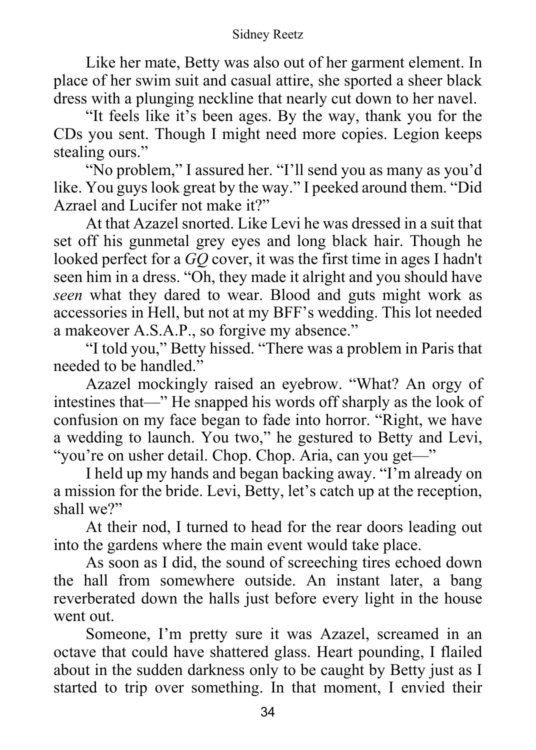Like her mate, Betty was also out of her garment element. In place of her swim suit and casual attire, she sported a sheer black dress with a plunging neckline that nearly cut down to her navel.

"It feels like it's been ages. By the way, thank you for the CDs you sent. Though I might need more copies. Legion keeps stealing ours."

"No problem," I assured her. "I'll send you as many as you'd like. You guys look great by the way." I peeked around them. "Did Azrael and Lucifer not make it?"

At that Azazel snorted. Like Levi he was dressed in a suit that set off his gunmetal grey eyes and long black hair. Though he looked perfect for a *GQ* cover, it was the first time in ages I hadn't seen him in a dress. "Oh, they made it alright and you should have *seen* what they dared to wear. Blood and guts might work as accessories in Hell, but not at my BFF's wedding. This lot needed a makeover A.S.A.P., so forgive my absence."

"I told you," Betty hissed. "There was a problem in Paris that needed to be handled."

Azazel mockingly raised an eyebrow. "What? An orgy of intestines that—" He snapped his words off sharply as the look of confusion on my face began to fade into horror. "Right, we have a wedding to launch. You two," he gestured to Betty and Levi, "you're on usher detail. Chop. Chop. Aria, can you get—"

I held up my hands and began backing away. "I'm already on a mission for the bride. Levi, Betty, let's catch up at the reception, shall we?"

At their nod, I turned to head for the rear doors leading out into the gardens where the main event would take place.

As soon as I did, the sound of screeching tires echoed down the hall from somewhere outside. An instant later, a bang reverberated down the halls just before every light in the house went out.

Someone, I'm pretty sure it was Azazel, screamed in an octave that could have shattered glass. Heart pounding, I flailed about in the sudden darkness only to be caught by Betty just as I started to trip over something. In that moment, I envied their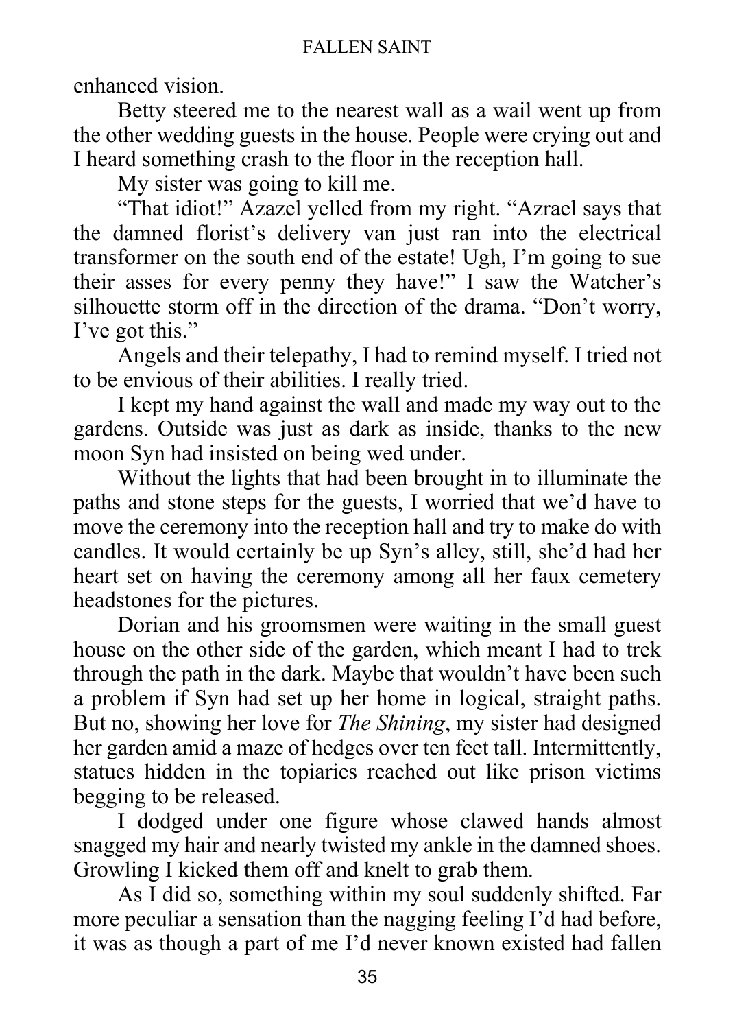enhanced vision.

Betty steered me to the nearest wall as a wail went up from the other wedding guests in the house. People were crying out and I heard something crash to the floor in the reception hall.

My sister was going to kill me.

"That idiot!" Azazel yelled from my right. "Azrael says that the damned florist's delivery van just ran into the electrical transformer on the south end of the estate! Ugh, I'm going to sue their asses for every penny they have!" I saw the Watcher's silhouette storm off in the direction of the drama. "Don't worry, I've got this."

Angels and their telepathy, I had to remind myself. I tried not to be envious of their abilities. I really tried.

I kept my hand against the wall and made my way out to the gardens. Outside was just as dark as inside, thanks to the new moon Syn had insisted on being wed under.

Without the lights that had been brought in to illuminate the paths and stone steps for the guests, I worried that we'd have to move the ceremony into the reception hall and try to make do with candles. It would certainly be up Syn's alley, still, she'd had her heart set on having the ceremony among all her faux cemetery headstones for the pictures.

Dorian and his groomsmen were waiting in the small guest house on the other side of the garden, which meant I had to trek through the path in the dark. Maybe that wouldn't have been such a problem if Syn had set up her home in logical, straight paths. But no, showing her love for *The Shining*, my sister had designed her garden amid a maze of hedges over ten feet tall. Intermittently, statues hidden in the topiaries reached out like prison victims begging to be released.

I dodged under one figure whose clawed hands almost snagged my hair and nearly twisted my ankle in the damned shoes. Growling I kicked them off and knelt to grab them.

As I did so, something within my soul suddenly shifted. Far more peculiar a sensation than the nagging feeling I'd had before, it was as though a part of me I'd never known existed had fallen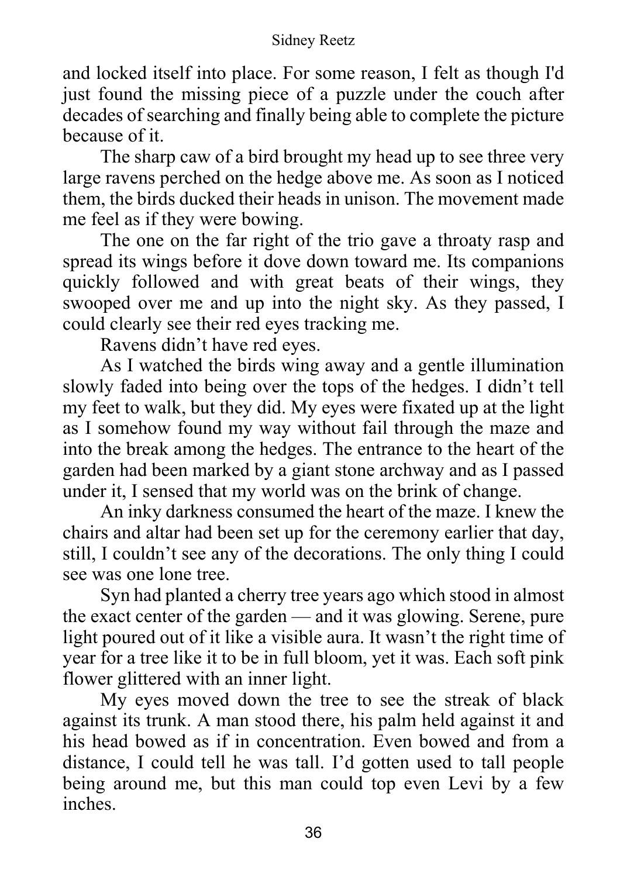and locked itself into place. For some reason, I felt as though I'd just found the missing piece of a puzzle under the couch after decades of searching and finally being able to complete the picture because of it.

The sharp caw of a bird brought my head up to see three very large ravens perched on the hedge above me. As soon as I noticed them, the birds ducked their heads in unison. The movement made me feel as if they were bowing.

The one on the far right of the trio gave a throaty rasp and spread its wings before it dove down toward me. Its companions quickly followed and with great beats of their wings, they swooped over me and up into the night sky. As they passed, I could clearly see their red eyes tracking me.

Ravens didn't have red eyes.

As I watched the birds wing away and a gentle illumination slowly faded into being over the tops of the hedges. I didn't tell my feet to walk, but they did. My eyes were fixated up at the light as I somehow found my way without fail through the maze and into the break among the hedges. The entrance to the heart of the garden had been marked by a giant stone archway and as I passed under it, I sensed that my world was on the brink of change.

An inky darkness consumed the heart of the maze. I knew the chairs and altar had been set up for the ceremony earlier that day, still, I couldn't see any of the decorations. The only thing I could see was one lone tree.

Syn had planted a cherry tree years ago which stood in almost the exact center of the garden — and it was glowing. Serene, pure light poured out of it like a visible aura. It wasn't the right time of year for a tree like it to be in full bloom, yet it was. Each soft pink flower glittered with an inner light.

My eyes moved down the tree to see the streak of black against its trunk. A man stood there, his palm held against it and his head bowed as if in concentration. Even bowed and from a distance, I could tell he was tall. I'd gotten used to tall people being around me, but this man could top even Levi by a few inches.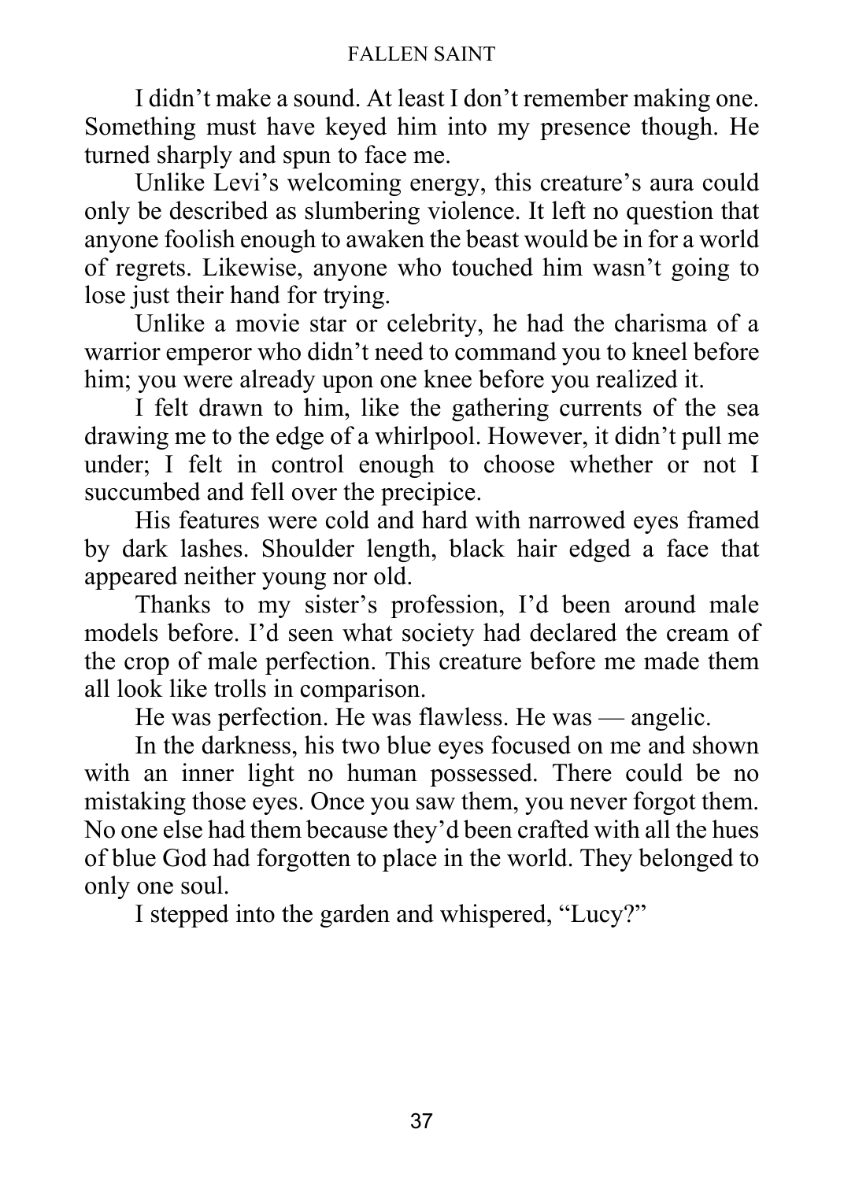I didn't make a sound. At least I don't remember making one. Something must have keyed him into my presence though. He turned sharply and spun to face me.

Unlike Levi's welcoming energy, this creature's aura could only be described as slumbering violence. It left no question that anyone foolish enough to awaken the beast would be in for a world of regrets. Likewise, anyone who touched him wasn't going to lose just their hand for trying.

Unlike a movie star or celebrity, he had the charisma of a warrior emperor who didn't need to command you to kneel before him; you were already upon one knee before you realized it.

I felt drawn to him, like the gathering currents of the sea drawing me to the edge of a whirlpool. However, it didn't pull me under; I felt in control enough to choose whether or not I succumbed and fell over the precipice.

His features were cold and hard with narrowed eyes framed by dark lashes. Shoulder length, black hair edged a face that appeared neither young nor old.

Thanks to my sister's profession, I'd been around male models before. I'd seen what society had declared the cream of the crop of male perfection. This creature before me made them all look like trolls in comparison.

He was perfection. He was flawless. He was — angelic.

In the darkness, his two blue eyes focused on me and shown with an inner light no human possessed. There could be no mistaking those eyes. Once you saw them, you never forgot them. No one else had them because they'd been crafted with all the hues of blue God had forgotten to place in the world. They belonged to only one soul.

I stepped into the garden and whispered, "Lucy?"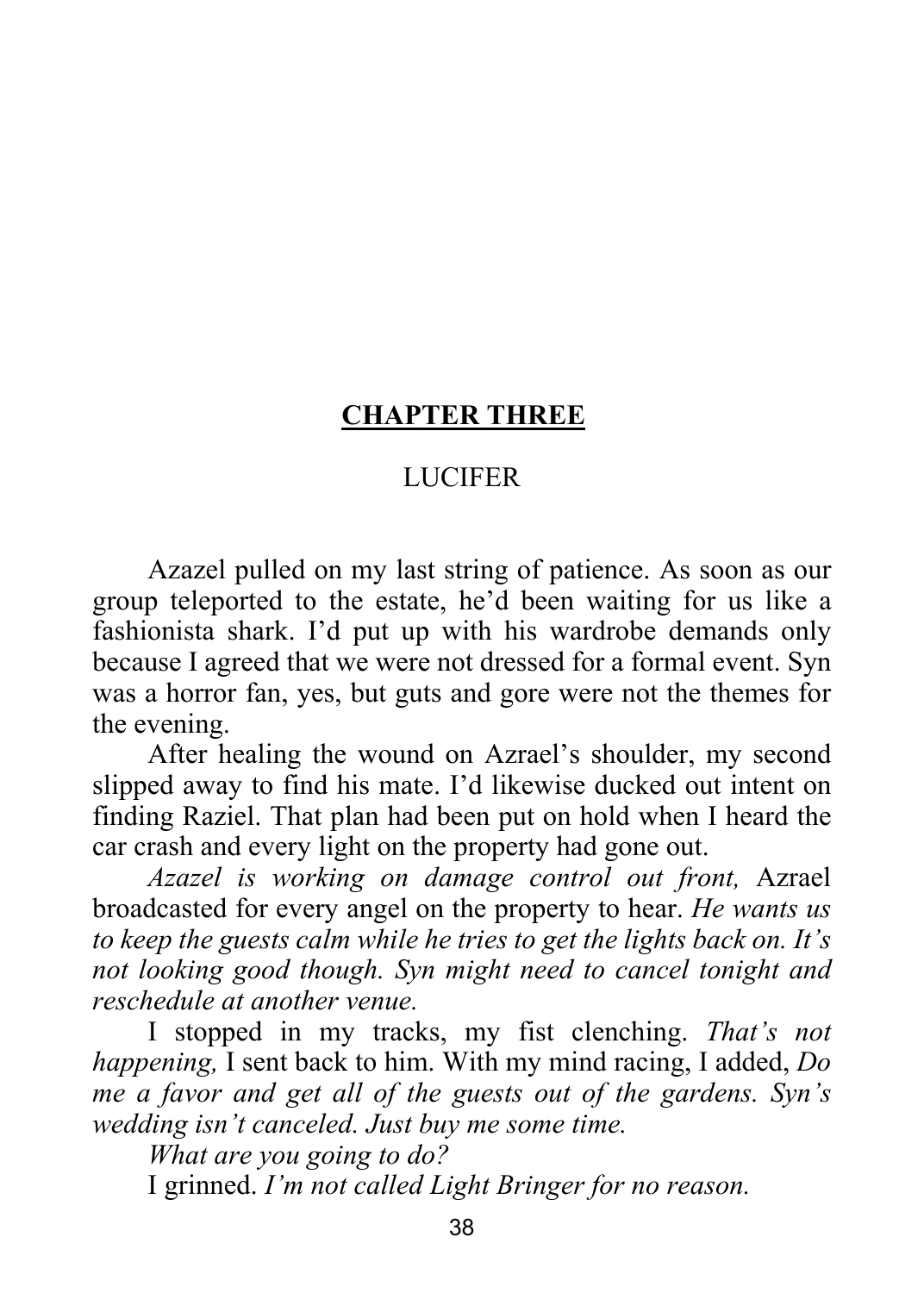# **CHAPTER THREE**

LUCIFER

Azazel pulled on my last string of patience. As soon as our group teleported to the estate, he'd been waiting for us like a fashionista shark. I'd put up with his wardrobe demands only because I agreed that we were not dressed for a formal event. Syn was a horror fan, yes, but guts and gore were not the themes for the evening.

After healing the wound on Azrael's shoulder, my second slipped away to find his mate. I'd likewise ducked out intent on finding Raziel. That plan had been put on hold when I heard the car crash and every light on the property had gone out.

*Azazel is working on damage control out front,* Azrael broadcasted for every angel on the property to hear. *He wants us to keep the guests calm while he tries to get the lights back on. It's not looking good though. Syn might need to cancel tonight and reschedule at another venue.*

I stopped in my tracks, my fist clenching. *That's not happening,* I sent back to him. With my mind racing, I added, *Do me a favor and get all of the guests out of the gardens. Syn's wedding isn't canceled. Just buy me some time.*

*What are you going to do?*

I grinned. *I'm not called Light Bringer for no reason.*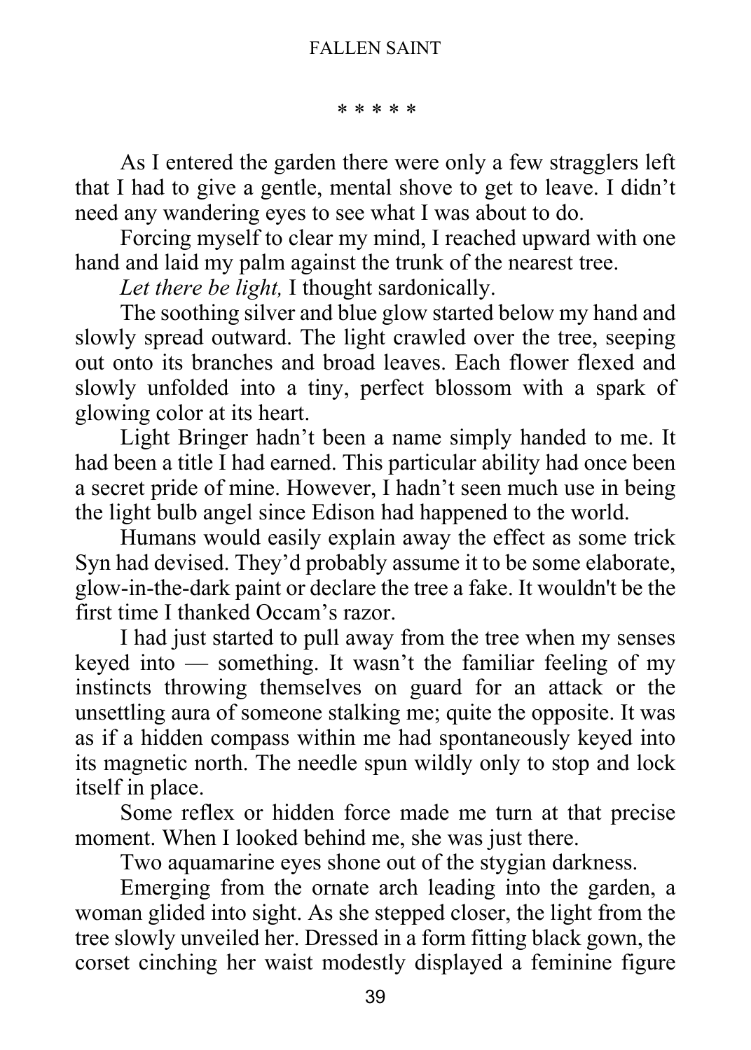\* \* \* \* \*

As I entered the garden there were only a few stragglers left that I had to give a gentle, mental shove to get to leave. I didn't need any wandering eyes to see what I was about to do.

Forcing myself to clear my mind, I reached upward with one hand and laid my palm against the trunk of the nearest tree.

*Let there be light,* I thought sardonically.

The soothing silver and blue glow started below my hand and slowly spread outward. The light crawled over the tree, seeping out onto its branches and broad leaves. Each flower flexed and slowly unfolded into a tiny, perfect blossom with a spark of glowing color at its heart.

Light Bringer hadn't been a name simply handed to me. It had been a title I had earned. This particular ability had once been a secret pride of mine. However, I hadn't seen much use in being the light bulb angel since Edison had happened to the world.

Humans would easily explain away the effect as some trick Syn had devised. They'd probably assume it to be some elaborate, glow-in-the-dark paint or declare the tree a fake. It wouldn't be the first time I thanked Occam's razor.

I had just started to pull away from the tree when my senses keyed into — something. It wasn't the familiar feeling of my instincts throwing themselves on guard for an attack or the unsettling aura of someone stalking me; quite the opposite. It was as if a hidden compass within me had spontaneously keyed into its magnetic north. The needle spun wildly only to stop and lock itself in place.

Some reflex or hidden force made me turn at that precise moment. When I looked behind me, she was just there.

Two aquamarine eyes shone out of the stygian darkness.

Emerging from the ornate arch leading into the garden, a woman glided into sight. As she stepped closer, the light from the tree slowly unveiled her. Dressed in a form fitting black gown, the corset cinching her waist modestly displayed a feminine figure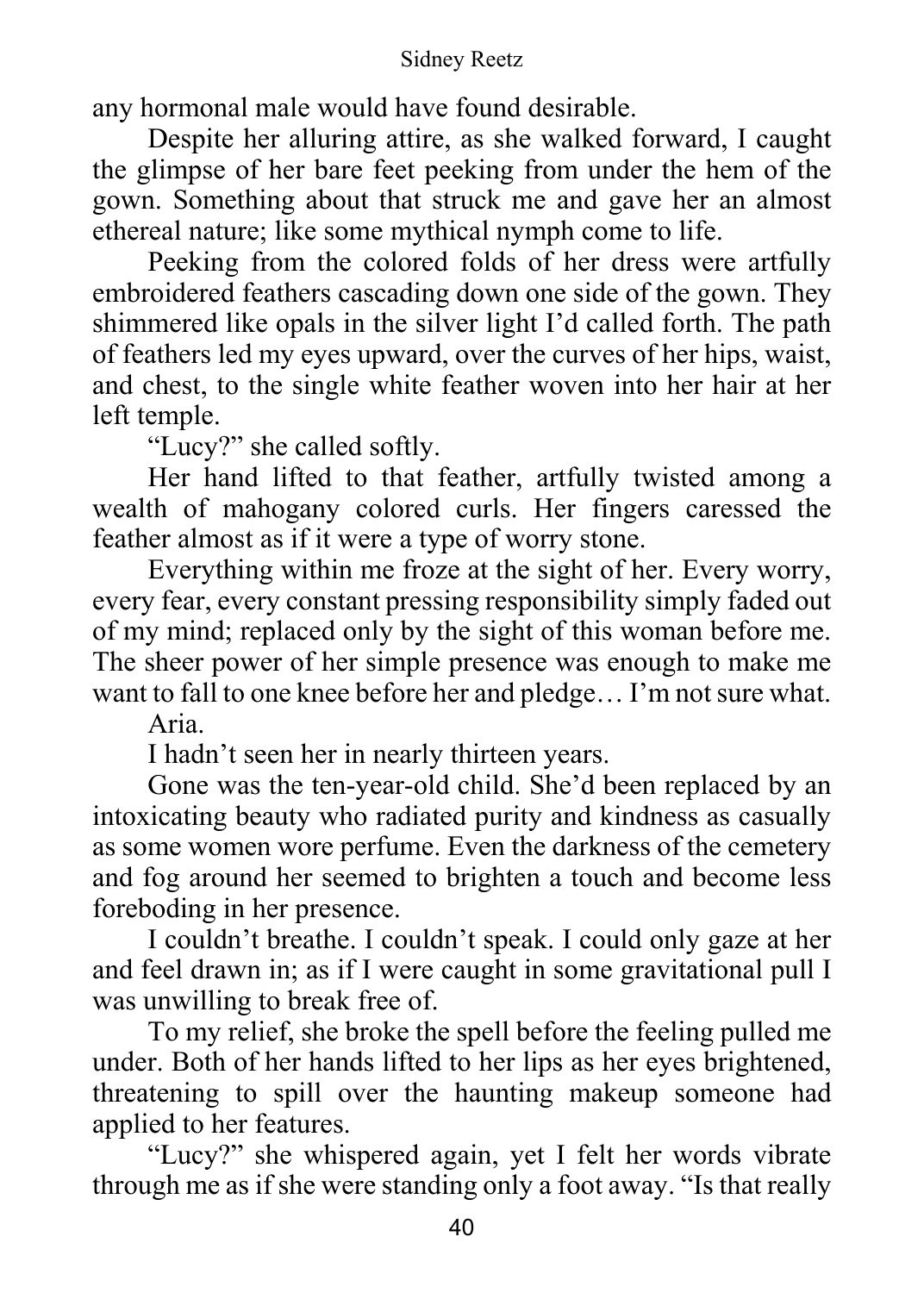any hormonal male would have found desirable.

Despite her alluring attire, as she walked forward, I caught the glimpse of her bare feet peeking from under the hem of the gown. Something about that struck me and gave her an almost ethereal nature; like some mythical nymph come to life.

Peeking from the colored folds of her dress were artfully embroidered feathers cascading down one side of the gown. They shimmered like opals in the silver light I'd called forth. The path of feathers led my eyes upward, over the curves of her hips, waist, and chest, to the single white feather woven into her hair at her left temple.

"Lucy?" she called softly.

Her hand lifted to that feather, artfully twisted among a wealth of mahogany colored curls. Her fingers caressed the feather almost as if it were a type of worry stone.

Everything within me froze at the sight of her. Every worry, every fear, every constant pressing responsibility simply faded out of my mind; replaced only by the sight of this woman before me. The sheer power of her simple presence was enough to make me want to fall to one knee before her and pledge… I'm not sure what.

Aria.

I hadn't seen her in nearly thirteen years.

Gone was the ten-year-old child. She'd been replaced by an intoxicating beauty who radiated purity and kindness as casually as some women wore perfume. Even the darkness of the cemetery and fog around her seemed to brighten a touch and become less foreboding in her presence.

I couldn't breathe. I couldn't speak. I could only gaze at her and feel drawn in; as if I were caught in some gravitational pull I was unwilling to break free of.

To my relief, she broke the spell before the feeling pulled me under. Both of her hands lifted to her lips as her eyes brightened, threatening to spill over the haunting makeup someone had applied to her features.

"Lucy?" she whispered again, yet I felt her words vibrate through me as if she were standing only a foot away. "Is that really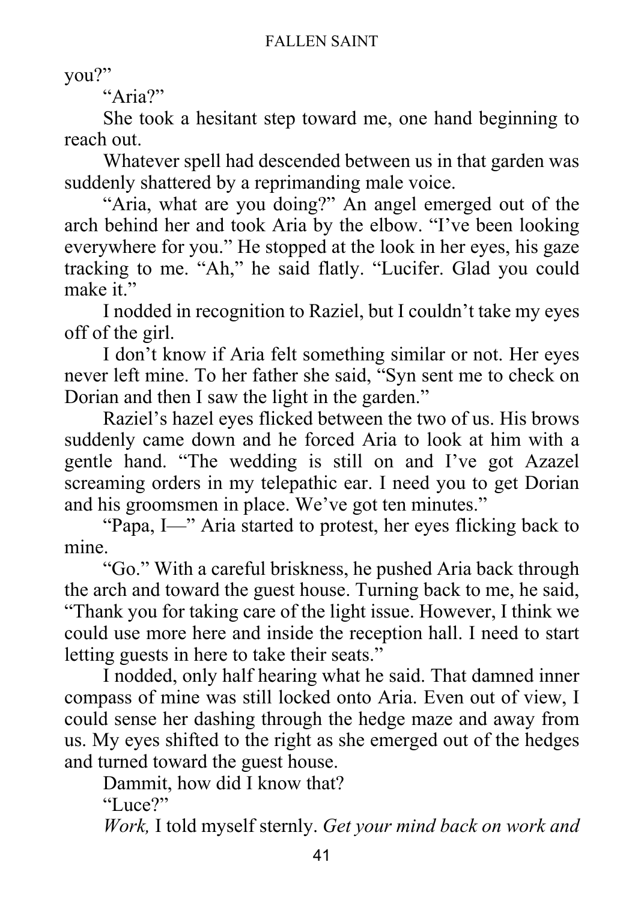you?"

"Aria?"

She took a hesitant step toward me, one hand beginning to reach out.

Whatever spell had descended between us in that garden was suddenly shattered by a reprimanding male voice.

"Aria, what are you doing?" An angel emerged out of the arch behind her and took Aria by the elbow. "I've been looking everywhere for you." He stopped at the look in her eyes, his gaze tracking to me. "Ah," he said flatly. "Lucifer. Glad you could make it."

I nodded in recognition to Raziel, but I couldn't take my eyes off of the girl.

I don't know if Aria felt something similar or not. Her eyes never left mine. To her father she said, "Syn sent me to check on Dorian and then I saw the light in the garden."

Raziel's hazel eyes flicked between the two of us. His brows suddenly came down and he forced Aria to look at him with a gentle hand. "The wedding is still on and I've got Azazel screaming orders in my telepathic ear. I need you to get Dorian and his groomsmen in place. We've got ten minutes."

"Papa, I—" Aria started to protest, her eyes flicking back to mine.

"Go." With a careful briskness, he pushed Aria back through the arch and toward the guest house. Turning back to me, he said, "Thank you for taking care of the light issue. However, I think we could use more here and inside the reception hall. I need to start letting guests in here to take their seats."

I nodded, only half hearing what he said. That damned inner compass of mine was still locked onto Aria. Even out of view, I could sense her dashing through the hedge maze and away from us. My eyes shifted to the right as she emerged out of the hedges and turned toward the guest house.

Dammit, how did I know that?

"Luce?"

*Work,* I told myself sternly. *Get your mind back on work and*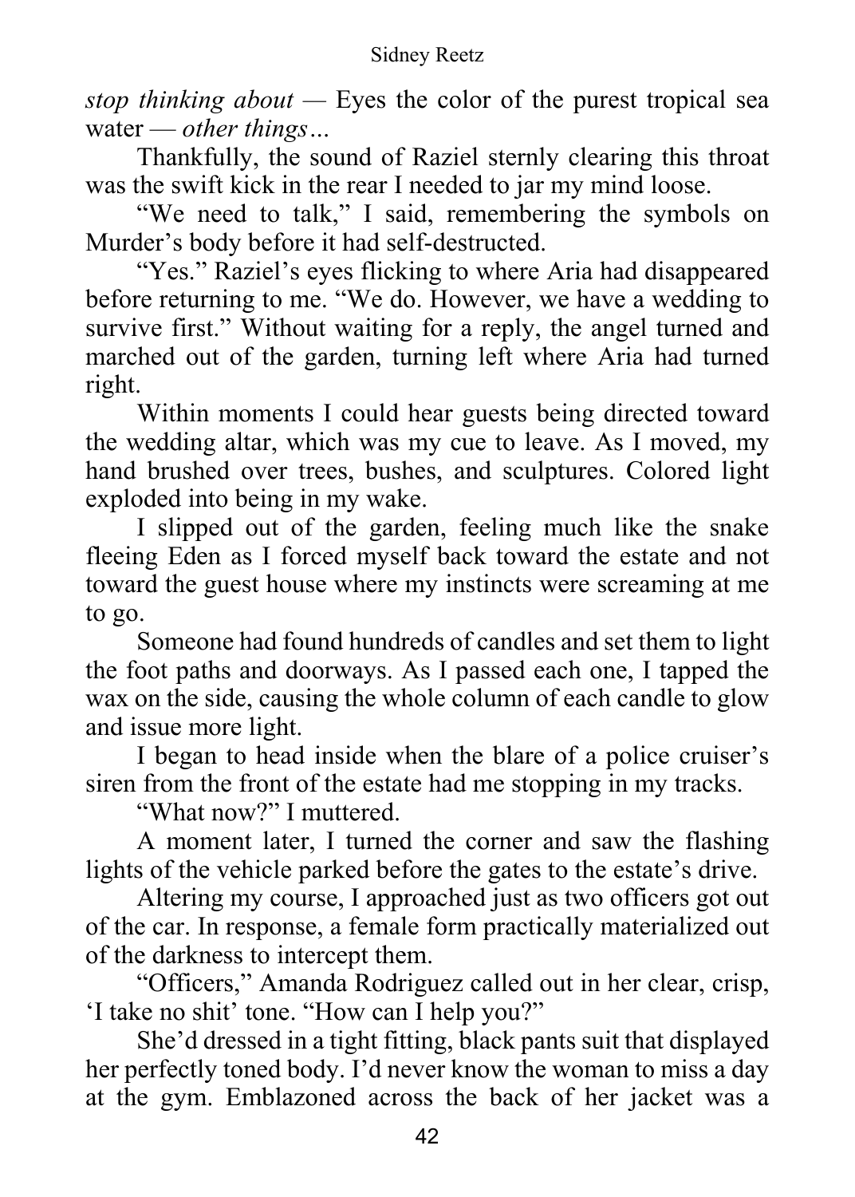*stop thinking about* — Eyes the color of the purest tropical sea water — *other things…*

Thankfully, the sound of Raziel sternly clearing this throat was the swift kick in the rear I needed to jar my mind loose.

"We need to talk," I said, remembering the symbols on Murder's body before it had self-destructed.

"Yes." Raziel's eyes flicking to where Aria had disappeared before returning to me. "We do. However, we have a wedding to survive first." Without waiting for a reply, the angel turned and marched out of the garden, turning left where Aria had turned right.

Within moments I could hear guests being directed toward the wedding altar, which was my cue to leave. As I moved, my hand brushed over trees, bushes, and sculptures. Colored light exploded into being in my wake.

I slipped out of the garden, feeling much like the snake fleeing Eden as I forced myself back toward the estate and not toward the guest house where my instincts were screaming at me to go.

Someone had found hundreds of candles and set them to light the foot paths and doorways. As I passed each one, I tapped the wax on the side, causing the whole column of each candle to glow and issue more light.

I began to head inside when the blare of a police cruiser's siren from the front of the estate had me stopping in my tracks.

"What now?" I muttered.

A moment later, I turned the corner and saw the flashing lights of the vehicle parked before the gates to the estate's drive.

Altering my course, I approached just as two officers got out of the car. In response, a female form practically materialized out of the darkness to intercept them.

"Officers," Amanda Rodriguez called out in her clear, crisp, 'I take no shit' tone. "How can I help you?"

She'd dressed in a tight fitting, black pants suit that displayed her perfectly toned body. I'd never know the woman to miss a day at the gym. Emblazoned across the back of her jacket was a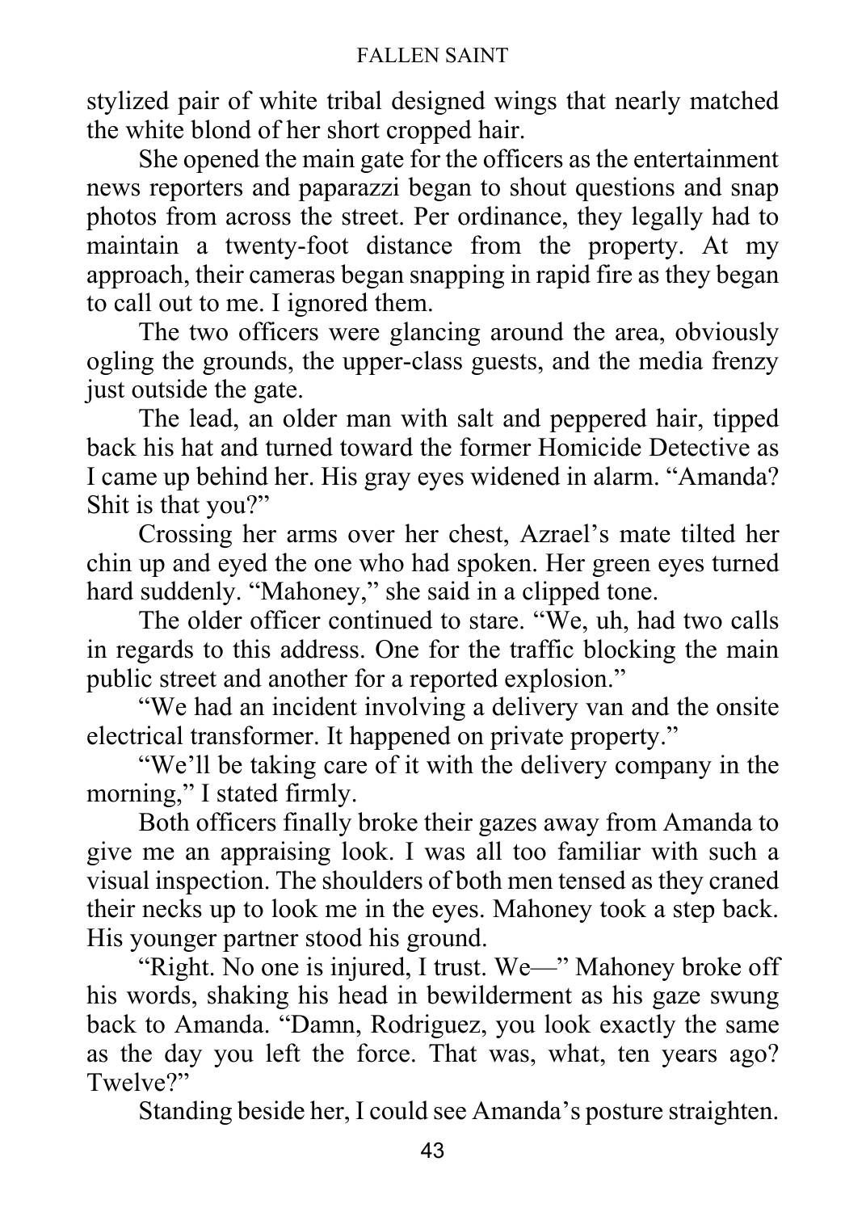stylized pair of white tribal designed wings that nearly matched the white blond of her short cropped hair.

She opened the main gate for the officers as the entertainment news reporters and paparazzi began to shout questions and snap photos from across the street. Per ordinance, they legally had to maintain a twenty-foot distance from the property. At my approach, their cameras began snapping in rapid fire as they began to call out to me. I ignored them.

The two officers were glancing around the area, obviously ogling the grounds, the upper-class guests, and the media frenzy just outside the gate.

The lead, an older man with salt and peppered hair, tipped back his hat and turned toward the former Homicide Detective as I came up behind her. His gray eyes widened in alarm. "Amanda? Shit is that you?"

Crossing her arms over her chest, Azrael's mate tilted her chin up and eyed the one who had spoken. Her green eyes turned hard suddenly. "Mahoney," she said in a clipped tone.

The older officer continued to stare. "We, uh, had two calls in regards to this address. One for the traffic blocking the main public street and another for a reported explosion."

"We had an incident involving a delivery van and the onsite electrical transformer. It happened on private property."

"We'll be taking care of it with the delivery company in the morning," I stated firmly.

Both officers finally broke their gazes away from Amanda to give me an appraising look. I was all too familiar with such a visual inspection. The shoulders of both men tensed as they craned their necks up to look me in the eyes. Mahoney took a step back. His younger partner stood his ground.

"Right. No one is injured, I trust. We—" Mahoney broke off his words, shaking his head in bewilderment as his gaze swung back to Amanda. "Damn, Rodriguez, you look exactly the same as the day you left the force. That was, what, ten years ago? Twelve?"

Standing beside her, I could see Amanda's posture straighten.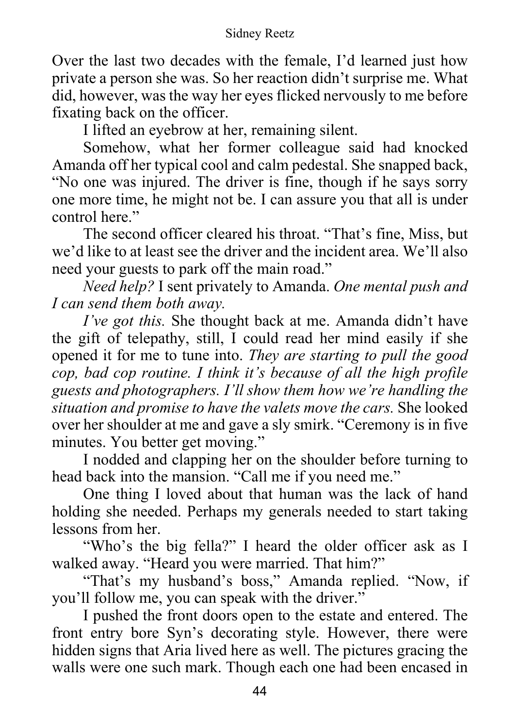Over the last two decades with the female, I'd learned just how private a person she was. So her reaction didn't surprise me. What did, however, was the way her eyes flicked nervously to me before fixating back on the officer.

I lifted an eyebrow at her, remaining silent.

Somehow, what her former colleague said had knocked Amanda off her typical cool and calm pedestal. She snapped back, "No one was injured. The driver is fine, though if he says sorry one more time, he might not be. I can assure you that all is under control here."

The second officer cleared his throat. "That's fine, Miss, but we'd like to at least see the driver and the incident area. We'll also need your guests to park off the main road."

*Need help?* I sent privately to Amanda. *One mental push and I can send them both away.*

*I've got this.* She thought back at me. Amanda didn't have the gift of telepathy, still, I could read her mind easily if she opened it for me to tune into. *They are starting to pull the good cop, bad cop routine. I think it's because of all the high profile guests and photographers. I'll show them how we're handling the situation and promise to have the valets move the cars.* She looked over her shoulder at me and gave a sly smirk. "Ceremony is in five minutes. You better get moving."

I nodded and clapping her on the shoulder before turning to head back into the mansion. "Call me if you need me."

One thing I loved about that human was the lack of hand holding she needed. Perhaps my generals needed to start taking lessons from her.

"Who's the big fella?" I heard the older officer ask as I walked away. "Heard you were married. That him?"

"That's my husband's boss," Amanda replied. "Now, if you'll follow me, you can speak with the driver."

I pushed the front doors open to the estate and entered. The front entry bore Syn's decorating style. However, there were hidden signs that Aria lived here as well. The pictures gracing the walls were one such mark. Though each one had been encased in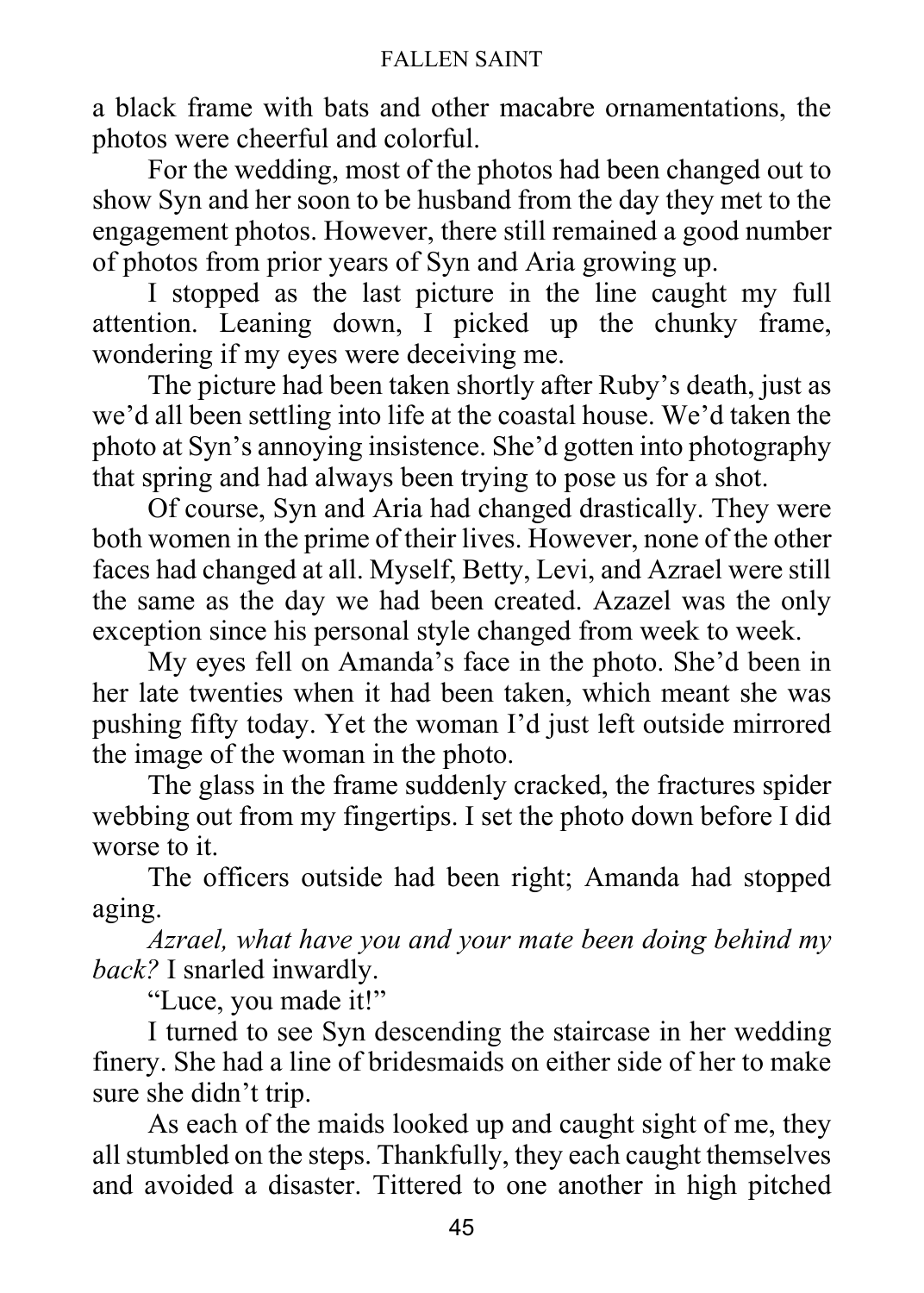a black frame with bats and other macabre ornamentations, the photos were cheerful and colorful.

For the wedding, most of the photos had been changed out to show Syn and her soon to be husband from the day they met to the engagement photos. However, there still remained a good number of photos from prior years of Syn and Aria growing up.

I stopped as the last picture in the line caught my full attention. Leaning down, I picked up the chunky frame, wondering if my eyes were deceiving me.

The picture had been taken shortly after Ruby's death, just as we'd all been settling into life at the coastal house. We'd taken the photo at Syn's annoying insistence. She'd gotten into photography that spring and had always been trying to pose us for a shot.

Of course, Syn and Aria had changed drastically. They were both women in the prime of their lives. However, none of the other faces had changed at all. Myself, Betty, Levi, and Azrael were still the same as the day we had been created. Azazel was the only exception since his personal style changed from week to week.

My eyes fell on Amanda's face in the photo. She'd been in her late twenties when it had been taken, which meant she was pushing fifty today. Yet the woman I'd just left outside mirrored the image of the woman in the photo.

The glass in the frame suddenly cracked, the fractures spider webbing out from my fingertips. I set the photo down before I did worse to it.

The officers outside had been right; Amanda had stopped aging.

*Azrael, what have you and your mate been doing behind my back?* I snarled inwardly.

"Luce, you made it!"

I turned to see Syn descending the staircase in her wedding finery. She had a line of bridesmaids on either side of her to make sure she didn't trip.

As each of the maids looked up and caught sight of me, they all stumbled on the steps. Thankfully, they each caught themselves and avoided a disaster. Tittered to one another in high pitched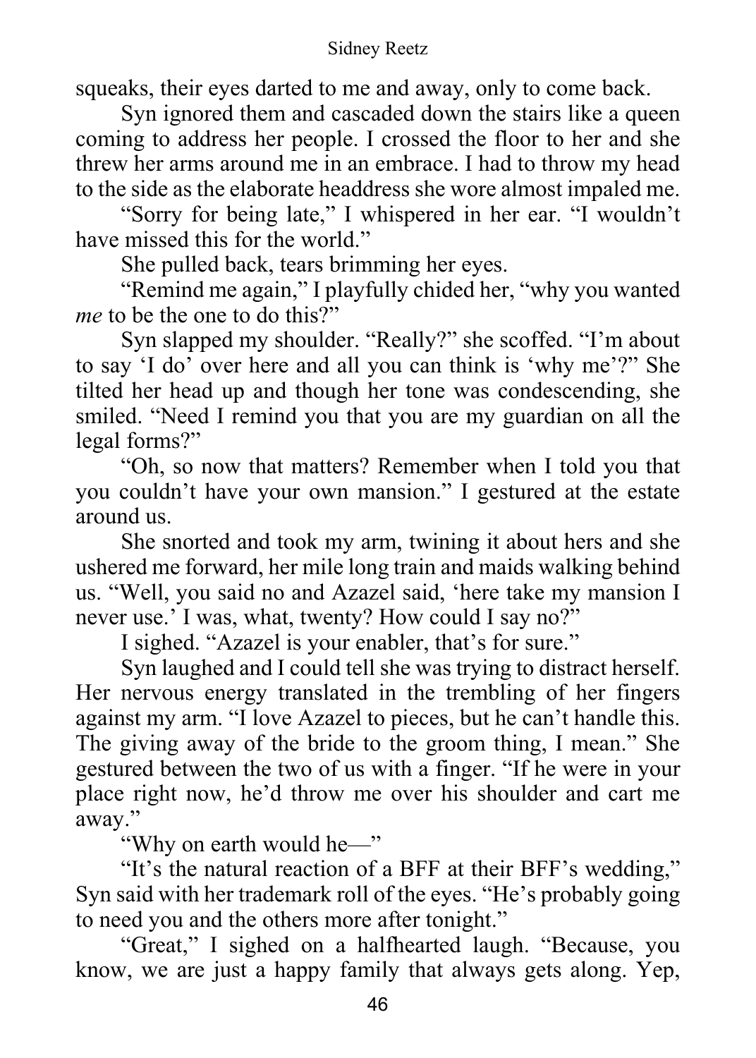squeaks, their eyes darted to me and away, only to come back.

Syn ignored them and cascaded down the stairs like a queen coming to address her people. I crossed the floor to her and she threw her arms around me in an embrace. I had to throw my head to the side as the elaborate headdress she wore almost impaled me.

"Sorry for being late," I whispered in her ear. "I wouldn't have missed this for the world."

She pulled back, tears brimming her eyes.

"Remind me again," I playfully chided her, "why you wanted *me* to be the one to do this?"

Syn slapped my shoulder. "Really?" she scoffed. "I'm about to say 'I do' over here and all you can think is 'why me'?" She tilted her head up and though her tone was condescending, she smiled. "Need I remind you that you are my guardian on all the legal forms?"

"Oh, so now that matters? Remember when I told you that you couldn't have your own mansion." I gestured at the estate around us.

She snorted and took my arm, twining it about hers and she ushered me forward, her mile long train and maids walking behind us. "Well, you said no and Azazel said, 'here take my mansion I never use.' I was, what, twenty? How could I say no?"

I sighed. "Azazel is your enabler, that's for sure."

Syn laughed and I could tell she was trying to distract herself. Her nervous energy translated in the trembling of her fingers against my arm. "I love Azazel to pieces, but he can't handle this. The giving away of the bride to the groom thing, I mean." She gestured between the two of us with a finger. "If he were in your place right now, he'd throw me over his shoulder and cart me away."

"Why on earth would he—"

"It's the natural reaction of a BFF at their BFF's wedding," Syn said with her trademark roll of the eyes. "He's probably going to need you and the others more after tonight."

"Great," I sighed on a halfhearted laugh. "Because, you know, we are just a happy family that always gets along. Yep,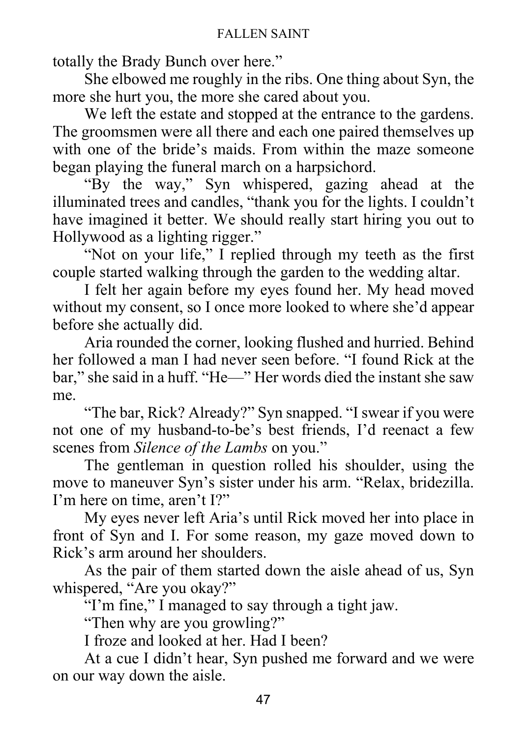totally the Brady Bunch over here."

She elbowed me roughly in the ribs. One thing about Syn, the more she hurt you, the more she cared about you.

We left the estate and stopped at the entrance to the gardens. The groomsmen were all there and each one paired themselves up with one of the bride's maids. From within the maze someone began playing the funeral march on a harpsichord.

"By the way," Syn whispered, gazing ahead at the illuminated trees and candles, "thank you for the lights. I couldn't have imagined it better. We should really start hiring you out to Hollywood as a lighting rigger."

"Not on your life," I replied through my teeth as the first couple started walking through the garden to the wedding altar.

I felt her again before my eyes found her. My head moved without my consent, so I once more looked to where she'd appear before she actually did.

Aria rounded the corner, looking flushed and hurried. Behind her followed a man I had never seen before. "I found Rick at the bar," she said in a huff. "He—" Her words died the instant she saw me.

"The bar, Rick? Already?" Syn snapped. "I swear if you were not one of my husband-to-be's best friends, I'd reenact a few scenes from *Silence of the Lambs* on you."

The gentleman in question rolled his shoulder, using the move to maneuver Syn's sister under his arm. "Relax, bridezilla. I'm here on time, aren't I?"

My eyes never left Aria's until Rick moved her into place in front of Syn and I. For some reason, my gaze moved down to Rick's arm around her shoulders.

As the pair of them started down the aisle ahead of us, Syn whispered, "Are you okay?"

"I'm fine," I managed to say through a tight jaw.

"Then why are you growling?"

I froze and looked at her. Had I been?

At a cue I didn't hear, Syn pushed me forward and we were on our way down the aisle.